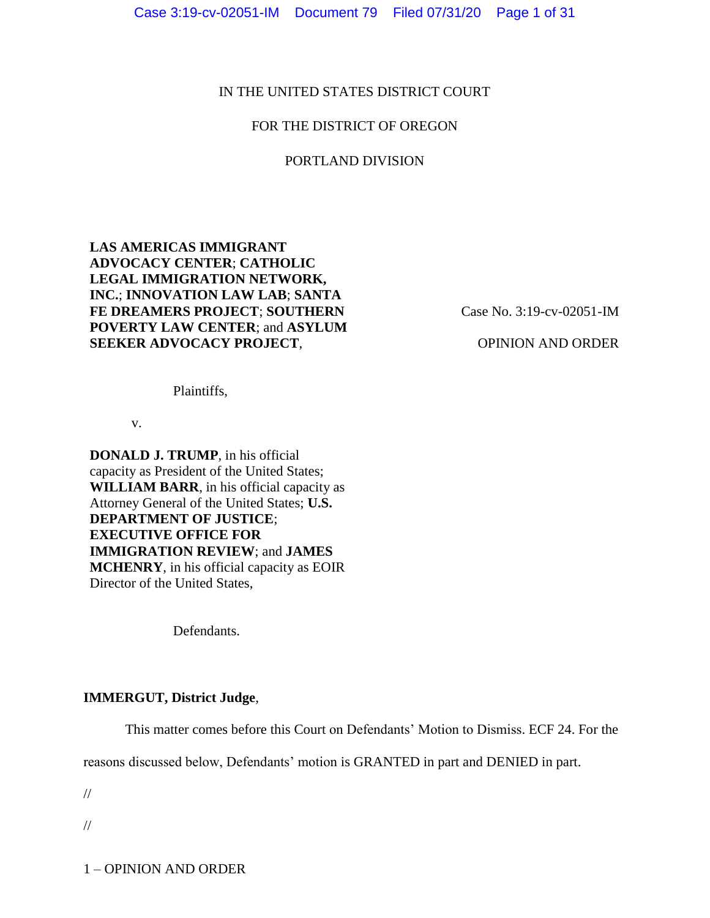IN THE UNITED STATES DISTRICT COURT

FOR THE DISTRICT OF OREGON

PORTLAND DIVISION

**LAS AMERICAS IMMIGRANT ADVOCACY CENTER**; **CATHOLIC LEGAL IMMIGRATION NETWORK, INC.**; **INNOVATION LAW LAB**; **SANTA FE DREAMERS PROJECT**; **SOUTHERN POVERTY LAW CENTER**; and **ASYLUM SEEKER ADVOCACY PROJECT**,

Plaintiffs,

v.

**DONALD J. TRUMP**, in his official capacity as President of the United States; **WILLIAM BARR**, in his official capacity as Attorney General of the United States; **U.S. DEPARTMENT OF JUSTICE**; **EXECUTIVE OFFICE FOR IMMIGRATION REVIEW**; and **JAMES MCHENRY**, in his official capacity as EOIR Director of the United States,

Defendants.

Case No. 3:19-cv-02051-IM

OPINION AND ORDER

**IMMERGUT, District Judge**,

This matter comes before this Court on Defendants' Motion to Dismiss. ECF 24. For the reasons discussed below, Defendants' motion is GRANTED in part and DENIED in part.

//

//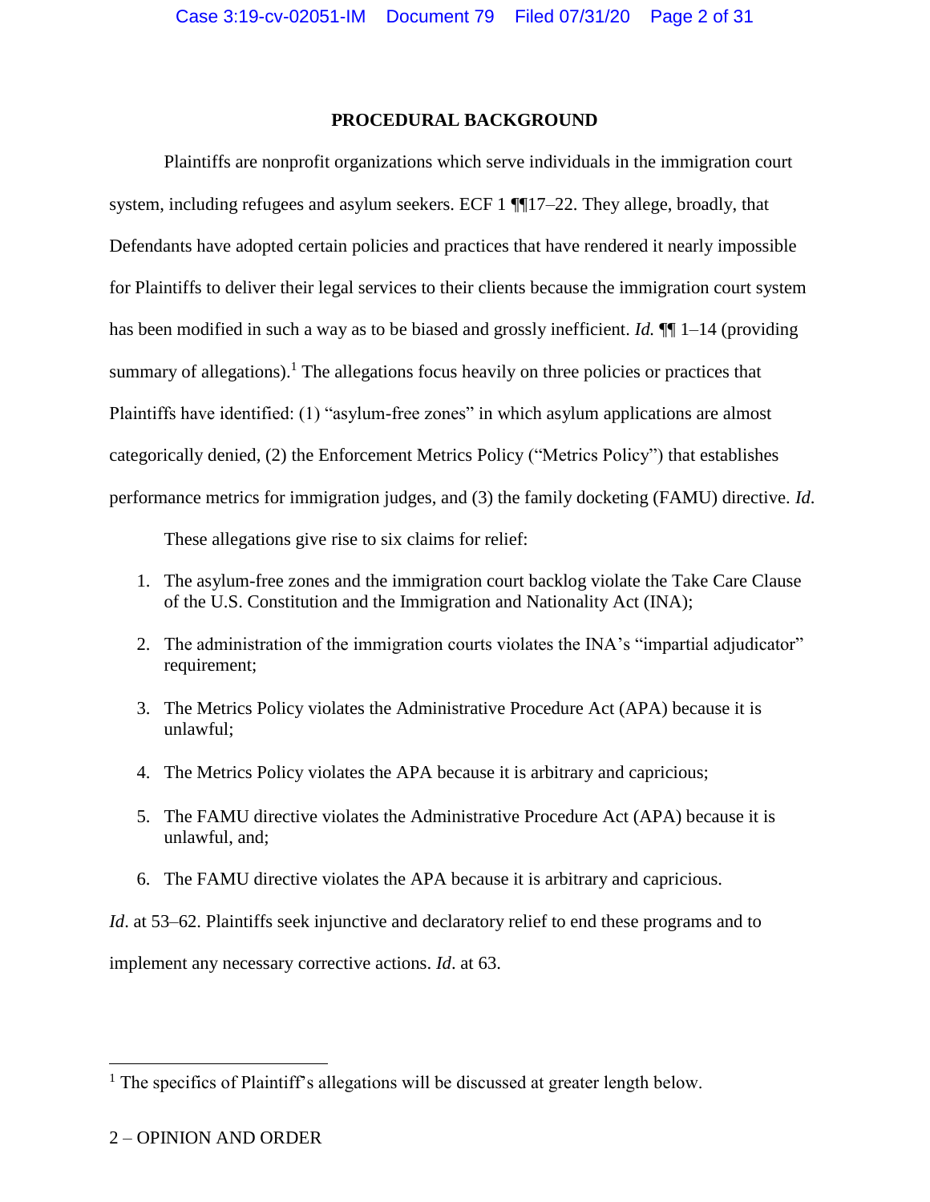## PROCEDURAL BACKGROUND

Plaintiffs are nonprofit organizations which serve individuals in the immigration court system, including refugees and asylum seekers. ECF 1 ¶¶17–22. They allege, broadly, that Defendants have adopted certain policies and practices that have rendered it nearly impossible for Plaintiffs to deliver their legal services to their clients because the immigration court system has been modified in such a way as to be biased and grossly inefficient. *Id.* ¶¶ 1–14 (providing summary of allegations).[1] The allegations focus heavily on three policies or practices that Plaintiffs have identified: (1) "asylum-free zones" in which asylum applications are almost categorically denied, (2) the Enforcement Metrics Policy ("Metrics Policy") that establishes performance metrics for immigration judges, and (3) the family docketing (FAMU) directive. *Id.*

These allegations give rise to six claims for relief:

1. The asylum-free zones and the immigration court backlog violate the Take Care Clause of the U.S. Constitution and the Immigration and Nationality Act (INA);
2. The administration of the immigration courts violates the INA's "impartial adjudicator" requirement;
3. The Metrics Policy violates the Administrative Procedure Act (APA) because it is unlawful;
4. The Metrics Policy violates the APA because it is arbitrary and capricious;
5. The FAMU directive violates the Administrative Procedure Act (APA) because it is unlawful, and;
6. The FAMU directive violates the APA because it is arbitrary and capricious.

*Id*. at 53–62. Plaintiffs seek injunctive and declaratory relief to end these programs and to implement any necessary corrective actions. *Id*. at 63.

---

[1] The specifics of Plaintiff's allegations will be discussed at greater length below.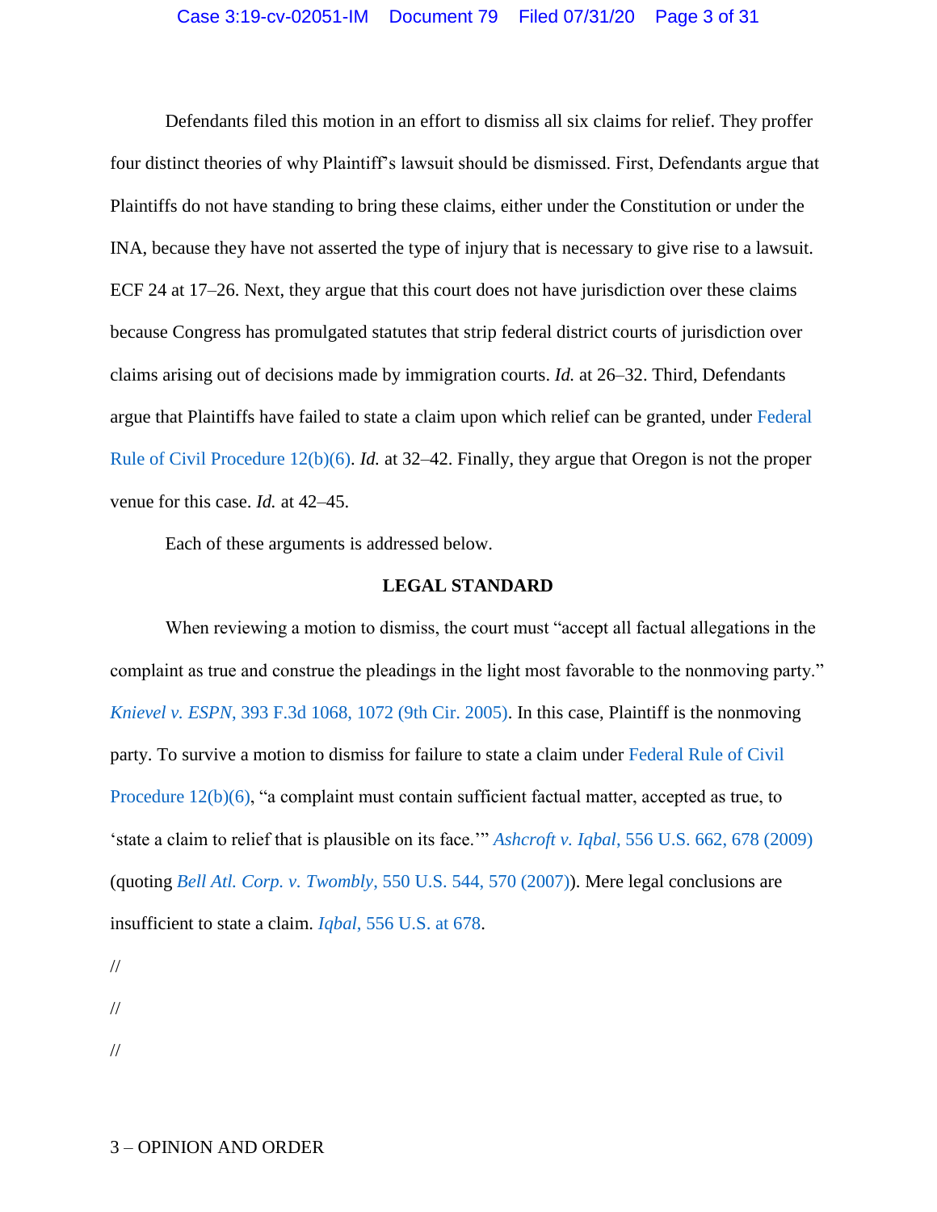Defendants filed this motion in an effort to dismiss all six claims for relief. They proffer four distinct theories of why Plaintiff's lawsuit should be dismissed. First, Defendants argue that Plaintiffs do not have standing to bring these claims, either under the Constitution or under the INA, because they have not asserted the type of injury that is necessary to give rise to a lawsuit. ECF 24 at 17–26. Next, they argue that this court does not have jurisdiction over these claims because Congress has promulgated statutes that strip federal district courts of jurisdiction over claims arising out of decisions made by immigration courts. *Id.* at 26–32. Third, Defendants argue that Plaintiffs have failed to state a claim upon which relief can be granted, under Federal Rule of Civil Procedure 12(b)(6). *Id.* at 32–42. Finally, they argue that Oregon is not the proper venue for this case. *Id.* at 42–45.

Each of these arguments is addressed below.

## LEGAL STANDARD

When reviewing a motion to dismiss, the court must "accept all factual allegations in the complaint as true and construe the pleadings in the light most favorable to the nonmoving party." *Knievel v. ESPN*, 393 F.3d 1068, 1072 (9th Cir. 2005). In this case, Plaintiff is the nonmoving party. To survive a motion to dismiss for failure to state a claim under Federal Rule of Civil Procedure 12(b)(6), "a complaint must contain sufficient factual matter, accepted as true, to 'state a claim to relief that is plausible on its face.'" *Ashcroft v. Iqbal*, 556 U.S. 662, 678 (2009) (quoting *Bell Atl. Corp. v. Twombly*, 550 U.S. 544, 570 (2007)). Mere legal conclusions are insufficient to state a claim. *Iqbal*, 556 U.S. at 678.

//

//

//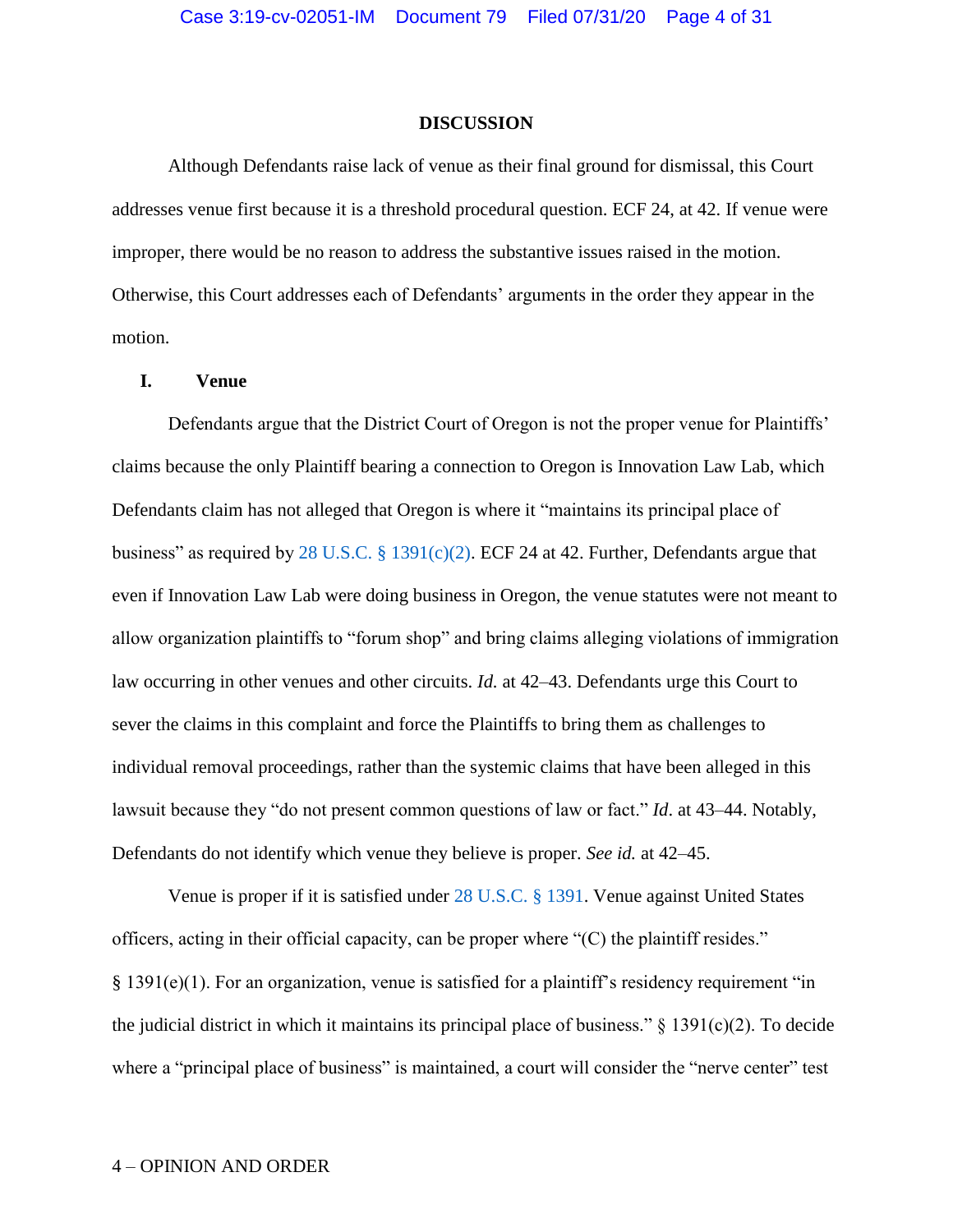## DISCUSSION

Although Defendants raise lack of venue as their final ground for dismissal, this Court addresses venue first because it is a threshold procedural question. ECF 24, at 42. If venue were improper, there would be no reason to address the substantive issues raised in the motion. Otherwise, this Court addresses each of Defendants' arguments in the order they appear in the motion.

### I. Venue

Defendants argue that the District Court of Oregon is not the proper venue for Plaintiffs' claims because the only Plaintiff bearing a connection to Oregon is Innovation Law Lab, which Defendants claim has not alleged that Oregon is where it "maintains its principal place of business" as required by 28 U.S.C. § 1391(c)(2). ECF 24 at 42. Further, Defendants argue that even if Innovation Law Lab were doing business in Oregon, the venue statutes were not meant to allow organization plaintiffs to "forum shop" and bring claims alleging violations of immigration law occurring in other venues and other circuits. *Id.* at 42–43. Defendants urge this Court to sever the claims in this complaint and force the Plaintiffs to bring them as challenges to individual removal proceedings, rather than the systemic claims that have been alleged in this lawsuit because they "do not present common questions of law or fact." *Id*. at 43–44. Notably, Defendants do not identify which venue they believe is proper. *See id.* at 42–45.

Venue is proper if it is satisfied under 28 U.S.C. § 1391. Venue against United States officers, acting in their official capacity, can be proper where "(C) the plaintiff resides." § 1391(e)(1). For an organization, venue is satisfied for a plaintiff's residency requirement "in the judicial district in which it maintains its principal place of business." § 1391(c)(2). To decide where a "principal place of business" is maintained, a court will consider the "nerve center" test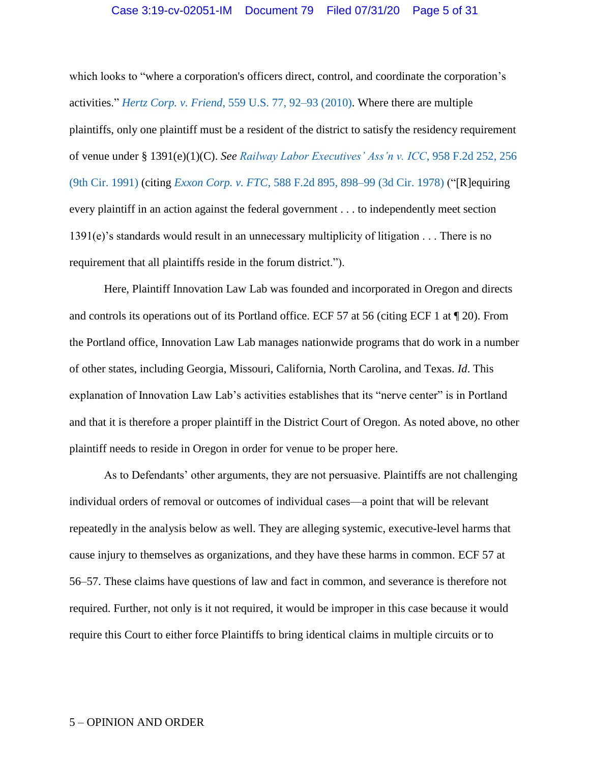which looks to "where a corporation's officers direct, control, and coordinate the corporation's activities." *Hertz Corp. v. Friend*, 559 U.S. 77, 92–93 (2010). Where there are multiple plaintiffs, only one plaintiff must be a resident of the district to satisfy the residency requirement of venue under § 1391(e)(1)(C). *See Railway Labor Executives' Ass'n v. ICC*, 958 F.2d 252, 256 (9th Cir. 1991) (citing *Exxon Corp. v. FTC*, 588 F.2d 895, 898–99 (3d Cir. 1978) ("[R]equiring every plaintiff in an action against the federal government . . . to independently meet section 1391(e)'s standards would result in an unnecessary multiplicity of litigation . . . There is no requirement that all plaintiffs reside in the forum district.").

Here, Plaintiff Innovation Law Lab was founded and incorporated in Oregon and directs and controls its operations out of its Portland office. ECF 57 at 56 (citing ECF 1 at ¶ 20). From the Portland office, Innovation Law Lab manages nationwide programs that do work in a number of other states, including Georgia, Missouri, California, North Carolina, and Texas. *Id*. This explanation of Innovation Law Lab's activities establishes that its "nerve center" is in Portland and that it is therefore a proper plaintiff in the District Court of Oregon. As noted above, no other plaintiff needs to reside in Oregon in order for venue to be proper here.

As to Defendants' other arguments, they are not persuasive. Plaintiffs are not challenging individual orders of removal or outcomes of individual cases—a point that will be relevant repeatedly in the analysis below as well. They are alleging systemic, executive-level harms that cause injury to themselves as organizations, and they have these harms in common. ECF 57 at 56–57. These claims have questions of law and fact in common, and severance is therefore not required. Further, not only is it not required, it would be improper in this case because it would require this Court to either force Plaintiffs to bring identical claims in multiple circuits or to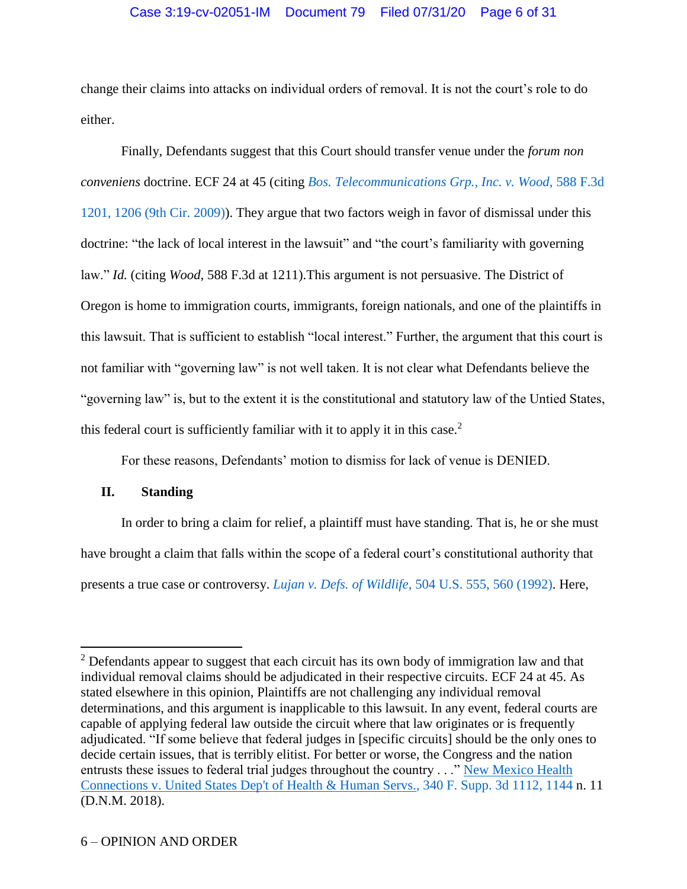change their claims into attacks on individual orders of removal. It is not the court's role to do either.

Finally, Defendants suggest that this Court should transfer venue under the *forum non conveniens* doctrine. ECF 24 at 45 (citing *Bos. Telecommunications Grp., Inc. v. Wood*, 588 F.3d 1201, 1206 (9th Cir. 2009)). They argue that two factors weigh in favor of dismissal under this doctrine: "the lack of local interest in the lawsuit" and "the court's familiarity with governing law." *Id.* (citing *Wood*, 588 F.3d at 1211).This argument is not persuasive. The District of Oregon is home to immigration courts, immigrants, foreign nationals, and one of the plaintiffs in this lawsuit. That is sufficient to establish "local interest." Further, the argument that this court is not familiar with "governing law" is not well taken. It is not clear what Defendants believe the "governing law" is, but to the extent it is the constitutional and statutory law of the Untied States, this federal court is sufficiently familiar with it to apply it in this case.[2]

For these reasons, Defendants' motion to dismiss for lack of venue is DENIED.

## II. Standing

In order to bring a claim for relief, a plaintiff must have standing. That is, he or she must have brought a claim that falls within the scope of a federal court's constitutional authority that presents a true case or controversy. *Lujan v. Defs. of Wildlife*, 504 U.S. 555, 560 (1992). Here,

---

[2] Defendants appear to suggest that each circuit has its own body of immigration law and that individual removal claims should be adjudicated in their respective circuits. ECF 24 at 45. As stated elsewhere in this opinion, Plaintiffs are not challenging any individual removal determinations, and this argument is inapplicable to this lawsuit. In any event, federal courts are capable of applying federal law outside the circuit where that law originates or is frequently adjudicated. "If some believe that federal judges in [specific circuits] should be the only ones to decide certain issues, that is terribly elitist. For better or worse, the Congress and the nation entrusts these issues to federal trial judges throughout the country . . ." New Mexico Health Connections v. United States Dep't of Health & Human Servs., 340 F. Supp. 3d 1112, 1144 n. 11 (D.N.M. 2018).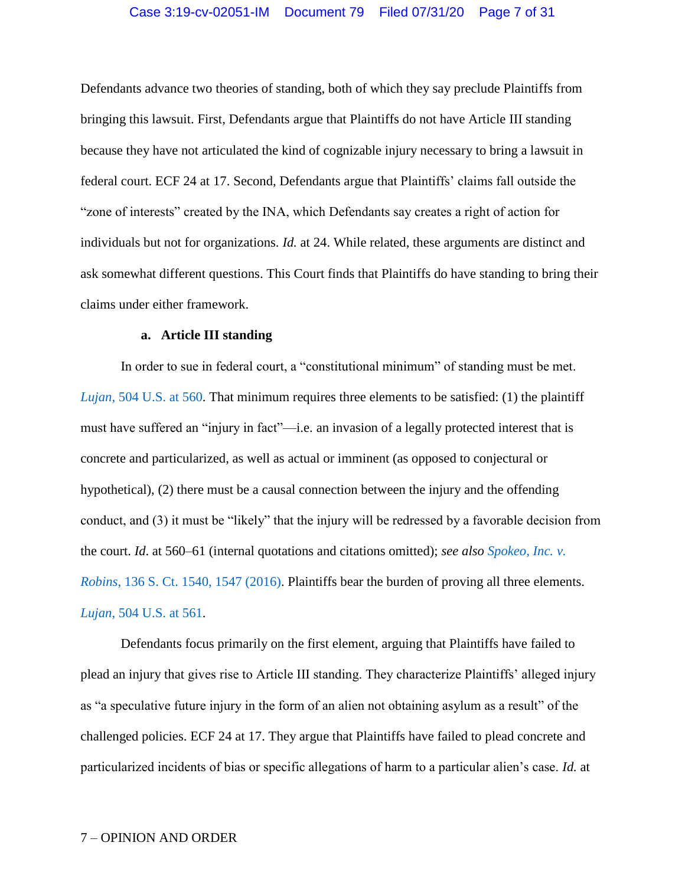Defendants advance two theories of standing, both of which they say preclude Plaintiffs from bringing this lawsuit. First, Defendants argue that Plaintiffs do not have Article III standing because they have not articulated the kind of cognizable injury necessary to bring a lawsuit in federal court. ECF 24 at 17. Second, Defendants argue that Plaintiffs' claims fall outside the "zone of interests" created by the INA, which Defendants say creates a right of action for individuals but not for organizations. *Id.* at 24. While related, these arguments are distinct and ask somewhat different questions. This Court finds that Plaintiffs do have standing to bring their claims under either framework.

**a. Article III standing**

In order to sue in federal court, a "constitutional minimum" of standing must be met. *Lujan*, 504 U.S. at 560. That minimum requires three elements to be satisfied: (1) the plaintiff must have suffered an "injury in fact"—i.e. an invasion of a legally protected interest that is concrete and particularized, as well as actual or imminent (as opposed to conjectural or hypothetical), (2) there must be a causal connection between the injury and the offending conduct, and (3) it must be "likely" that the injury will be redressed by a favorable decision from the court. *Id*. at 560–61 (internal quotations and citations omitted); *see also Spokeo, Inc. v. Robins*, 136 S. Ct. 1540, 1547 (2016). Plaintiffs bear the burden of proving all three elements. *Lujan*, 504 U.S. at 561.

Defendants focus primarily on the first element, arguing that Plaintiffs have failed to plead an injury that gives rise to Article III standing. They characterize Plaintiffs' alleged injury as "a speculative future injury in the form of an alien not obtaining asylum as a result" of the challenged policies. ECF 24 at 17. They argue that Plaintiffs have failed to plead concrete and particularized incidents of bias or specific allegations of harm to a particular alien's case. *Id.* at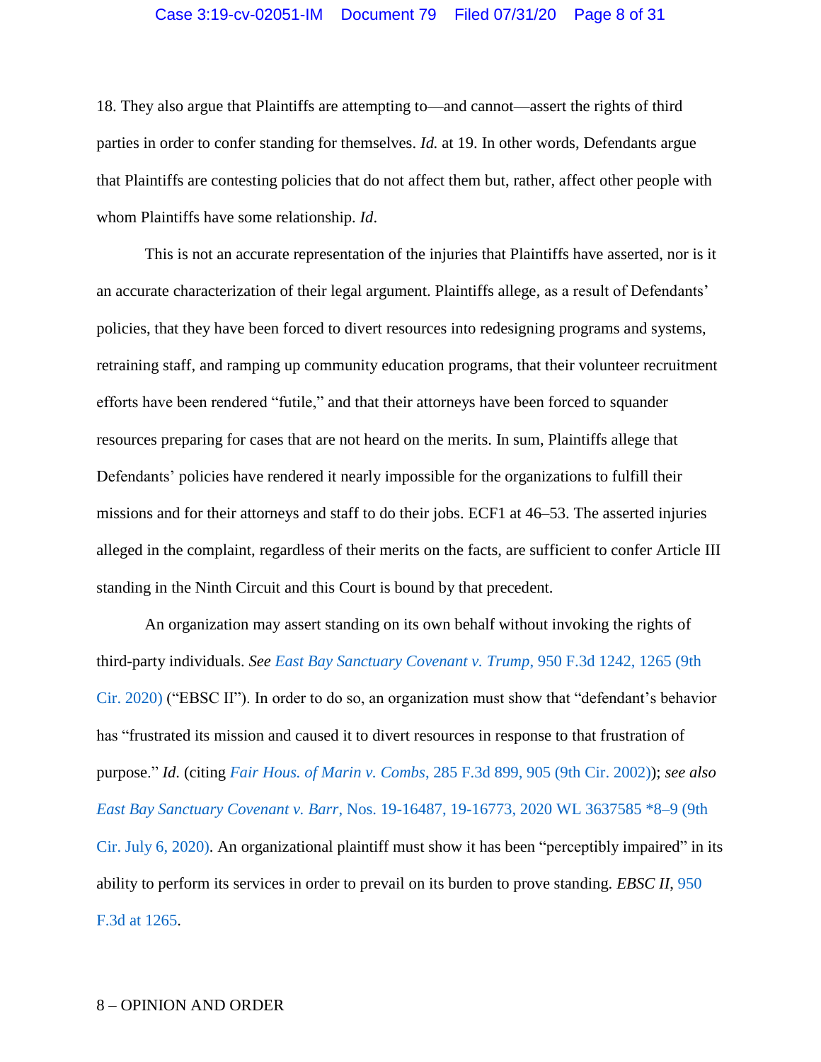18. They also argue that Plaintiffs are attempting to—and cannot—assert the rights of third parties in order to confer standing for themselves. *Id.* at 19. In other words, Defendants argue that Plaintiffs are contesting policies that do not affect them but, rather, affect other people with whom Plaintiffs have some relationship. *Id*.

This is not an accurate representation of the injuries that Plaintiffs have asserted, nor is it an accurate characterization of their legal argument. Plaintiffs allege, as a result of Defendants' policies, that they have been forced to divert resources into redesigning programs and systems, retraining staff, and ramping up community education programs, that their volunteer recruitment efforts have been rendered "futile," and that their attorneys have been forced to squander resources preparing for cases that are not heard on the merits. In sum, Plaintiffs allege that Defendants' policies have rendered it nearly impossible for the organizations to fulfill their missions and for their attorneys and staff to do their jobs. ECF1 at 46–53. The asserted injuries alleged in the complaint, regardless of their merits on the facts, are sufficient to confer Article III standing in the Ninth Circuit and this Court is bound by that precedent.

An organization may assert standing on its own behalf without invoking the rights of third-party individuals. *See East Bay Sanctuary Covenant v. Trump*, 950 F.3d 1242, 1265 (9th Cir. 2020) ("EBSC II"). In order to do so, an organization must show that "defendant's behavior has "frustrated its mission and caused it to divert resources in response to that frustration of purpose." *Id*. (citing *Fair Hous. of Marin v. Combs*, 285 F.3d 899, 905 (9th Cir. 2002)); *see also East Bay Sanctuary Covenant v. Barr*, Nos. 19-16487, 19-16773, 2020 WL 3637585 *8–9 (9th Cir. July 6, 2020). An organizational plaintiff must show it has been "perceptibly impaired" in its ability to perform its services in order to prevail on its burden to prove standing. *EBSC II*, 950 F.3d at 1265.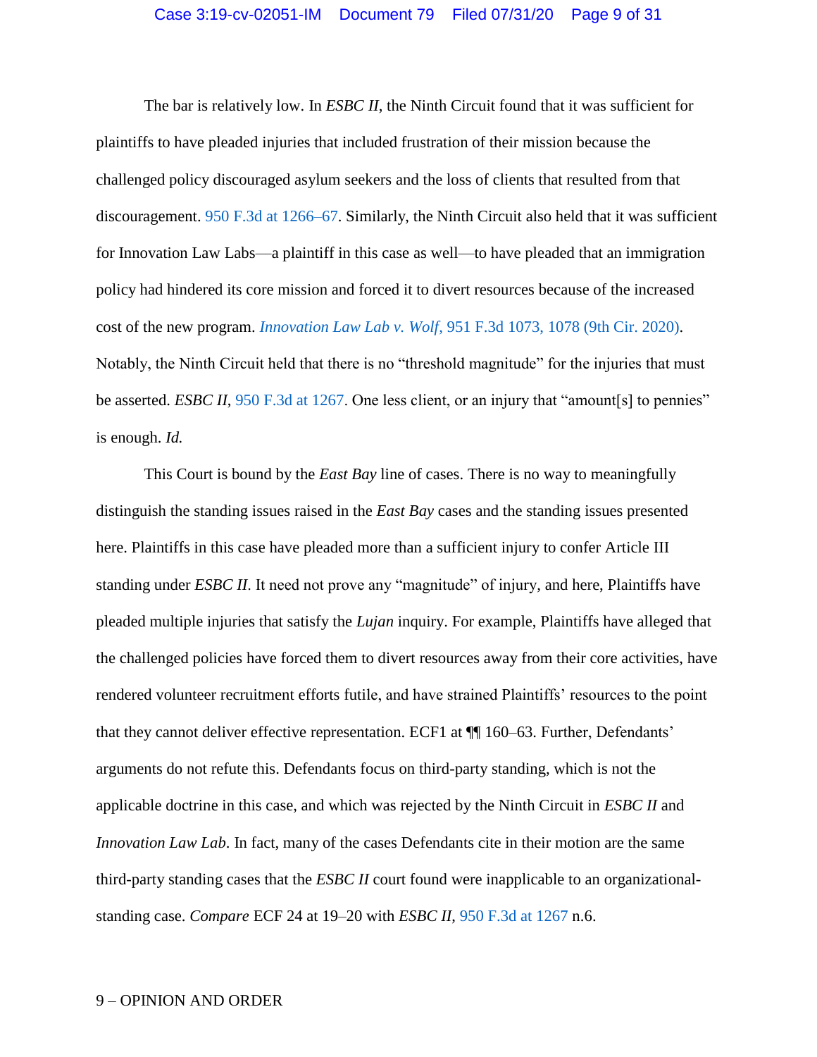The bar is relatively low. In *ESBC II*, the Ninth Circuit found that it was sufficient for plaintiffs to have pleaded injuries that included frustration of their mission because the challenged policy discouraged asylum seekers and the loss of clients that resulted from that discouragement. 950 F.3d at 1266–67. Similarly, the Ninth Circuit also held that it was sufficient for Innovation Law Labs—a plaintiff in this case as well—to have pleaded that an immigration policy had hindered its core mission and forced it to divert resources because of the increased cost of the new program. *Innovation Law Lab v. Wolf*, 951 F.3d 1073, 1078 (9th Cir. 2020). Notably, the Ninth Circuit held that there is no "threshold magnitude" for the injuries that must be asserted. *ESBC II*, 950 F.3d at 1267. One less client, or an injury that "amount[s] to pennies" is enough. *Id.*

This Court is bound by the *East Bay* line of cases. There is no way to meaningfully distinguish the standing issues raised in the *East Bay* cases and the standing issues presented here. Plaintiffs in this case have pleaded more than a sufficient injury to confer Article III standing under *ESBC II*. It need not prove any "magnitude" of injury, and here, Plaintiffs have pleaded multiple injuries that satisfy the *Lujan* inquiry. For example, Plaintiffs have alleged that the challenged policies have forced them to divert resources away from their core activities, have rendered volunteer recruitment efforts futile, and have strained Plaintiffs' resources to the point that they cannot deliver effective representation. ECF1 at ¶¶ 160–63. Further, Defendants' arguments do not refute this. Defendants focus on third-party standing, which is not the applicable doctrine in this case, and which was rejected by the Ninth Circuit in *ESBC II* and *Innovation Law Lab*. In fact, many of the cases Defendants cite in their motion are the same third-party standing cases that the *ESBC II* court found were inapplicable to an organizational-standing case. *Compare* ECF 24 at 19–20 with *ESBC II*, 950 F.3d at 1267 n.6.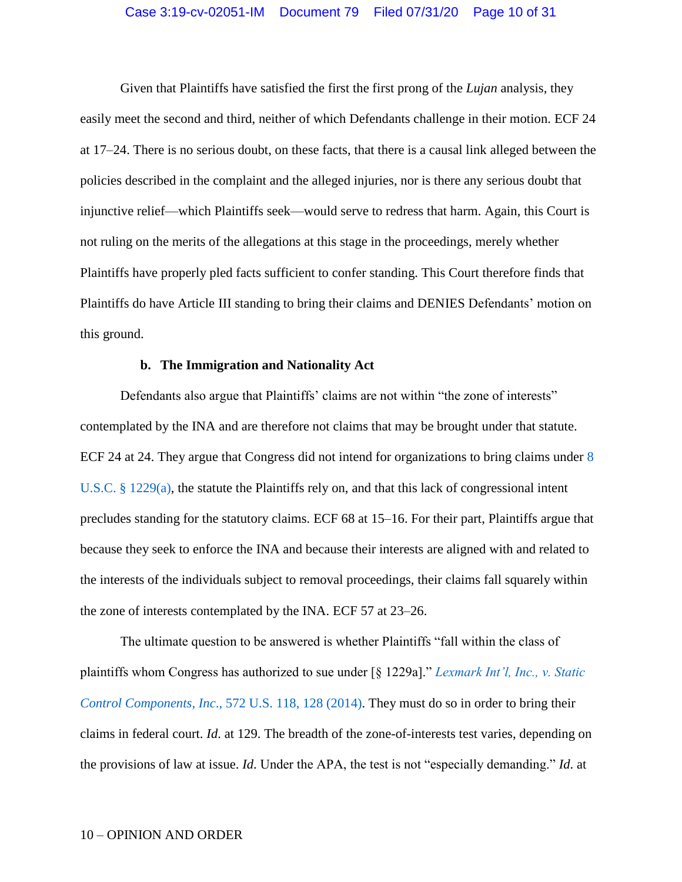Given that Plaintiffs have satisfied the first the first prong of the *Lujan* analysis, they easily meet the second and third, neither of which Defendants challenge in their motion. ECF 24 at 17–24. There is no serious doubt, on these facts, that there is a causal link alleged between the policies described in the complaint and the alleged injuries, nor is there any serious doubt that injunctive relief—which Plaintiffs seek—would serve to redress that harm. Again, this Court is not ruling on the merits of the allegations at this stage in the proceedings, merely whether Plaintiffs have properly pled facts sufficient to confer standing. This Court therefore finds that Plaintiffs do have Article III standing to bring their claims and DENIES Defendants' motion on this ground.

**b. The Immigration and Nationality Act**

Defendants also argue that Plaintiffs' claims are not within "the zone of interests" contemplated by the INA and are therefore not claims that may be brought under that statute. ECF 24 at 24. They argue that Congress did not intend for organizations to bring claims under 8 U.S.C. § 1229(a), the statute the Plaintiffs rely on, and that this lack of congressional intent precludes standing for the statutory claims. ECF 68 at 15–16. For their part, Plaintiffs argue that because they seek to enforce the INA and because their interests are aligned with and related to the interests of the individuals subject to removal proceedings, their claims fall squarely within the zone of interests contemplated by the INA. ECF 57 at 23–26.

The ultimate question to be answered is whether Plaintiffs "fall within the class of plaintiffs whom Congress has authorized to sue under [§ 1229a]." *Lexmark Int'l, Inc., v. Static Control Components, Inc.*, 572 U.S. 118, 128 (2014). They must do so in order to bring their claims in federal court. *Id.* at 129. The breadth of the zone-of-interests test varies, depending on the provisions of law at issue. *Id.* Under the APA, the test is not "especially demanding." *Id.* at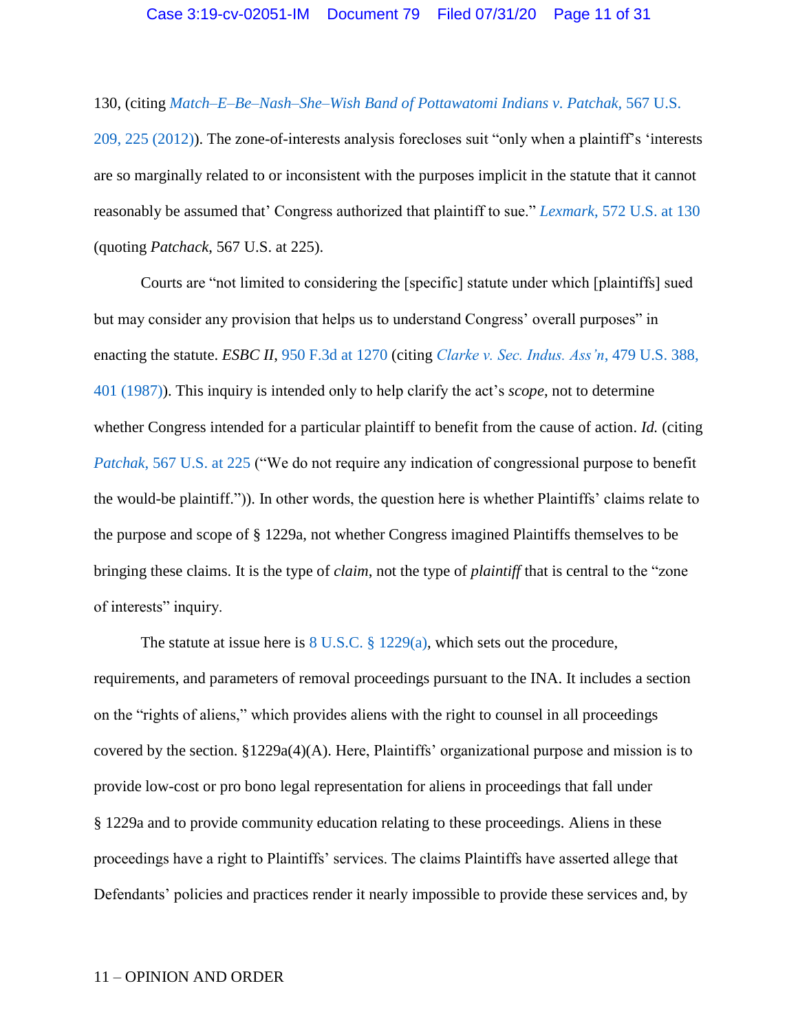130, (citing *Match–E–Be–Nash–She–Wish Band of Pottawatomi Indians v. Patchak*, 567 U.S. 209, 225 (2012)). The zone-of-interests analysis forecloses suit "only when a plaintiff's 'interests are so marginally related to or inconsistent with the purposes implicit in the statute that it cannot reasonably be assumed that' Congress authorized that plaintiff to sue." *Lexmark*, 572 U.S. at 130 (quoting *Patchack*, 567 U.S. at 225).

Courts are "not limited to considering the [specific] statute under which [plaintiffs] sued but may consider any provision that helps us to understand Congress' overall purposes" in enacting the statute. *ESBC II*, 950 F.3d at 1270 (citing *Clarke v. Sec. Indus. Ass'n*, 479 U.S. 388, 401 (1987)). This inquiry is intended only to help clarify the act's *scope*, not to determine whether Congress intended for a particular plaintiff to benefit from the cause of action. *Id.* (citing *Patchak*, 567 U.S. at 225 ("We do not require any indication of congressional purpose to benefit the would-be plaintiff.")). In other words, the question here is whether Plaintiffs' claims relate to the purpose and scope of § 1229a, not whether Congress imagined Plaintiffs themselves to be bringing these claims. It is the type of *claim*, not the type of *plaintiff* that is central to the "zone of interests" inquiry.

The statute at issue here is 8 U.S.C. § 1229(a), which sets out the procedure, requirements, and parameters of removal proceedings pursuant to the INA. It includes a section on the "rights of aliens," which provides aliens with the right to counsel in all proceedings covered by the section. §1229a(4)(A). Here, Plaintiffs' organizational purpose and mission is to provide low-cost or pro bono legal representation for aliens in proceedings that fall under § 1229a and to provide community education relating to these proceedings. Aliens in these proceedings have a right to Plaintiffs' services. The claims Plaintiffs have asserted allege that Defendants' policies and practices render it nearly impossible to provide these services and, by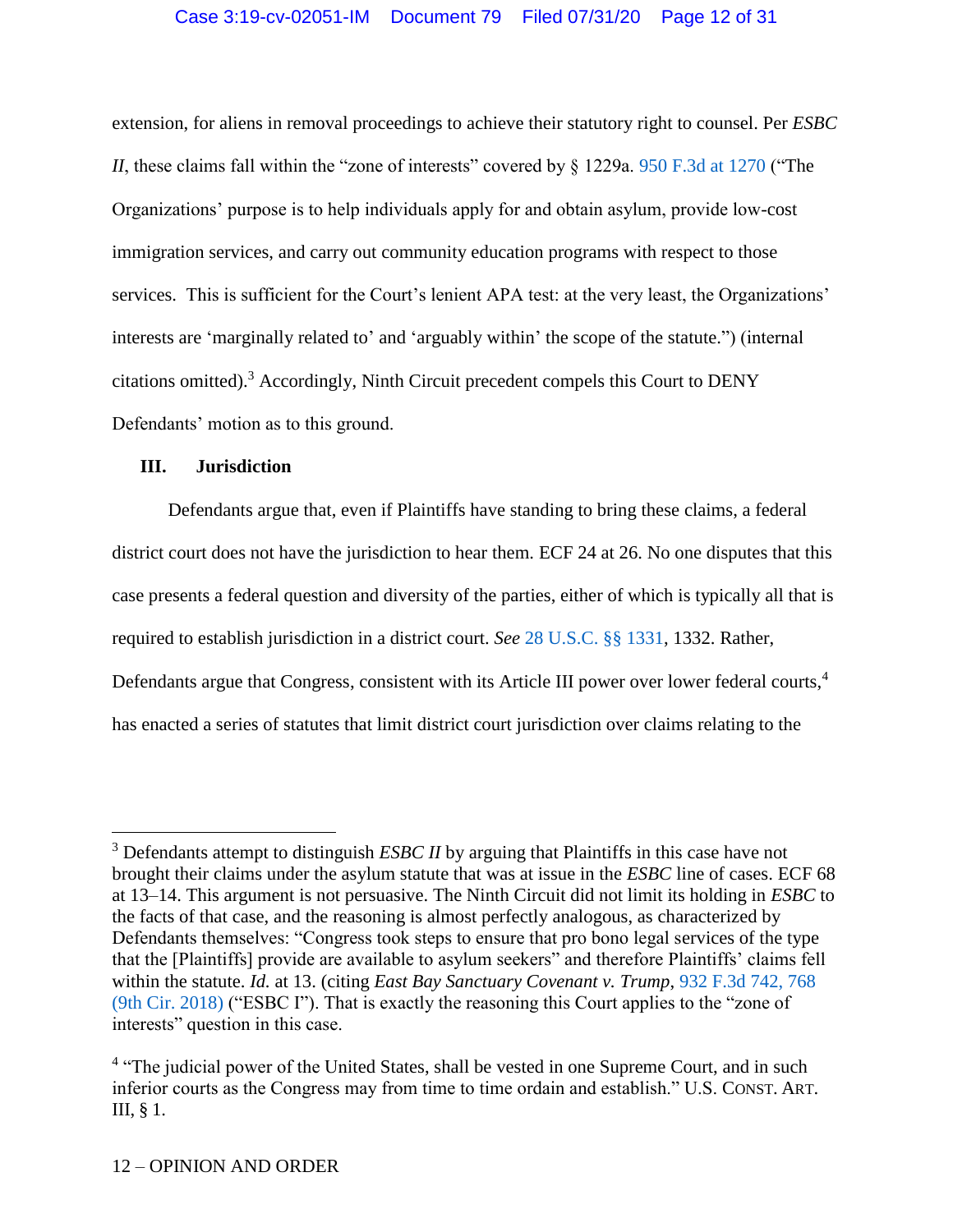extension, for aliens in removal proceedings to achieve their statutory right to counsel. Per *ESBC II*, these claims fall within the "zone of interests" covered by § 1229a. 950 F.3d at 1270 ("The Organizations' purpose is to help individuals apply for and obtain asylum, provide low-cost immigration services, and carry out community education programs with respect to those services. This is sufficient for the Court's lenient APA test: at the very least, the Organizations' interests are 'marginally related to' and 'arguably within' the scope of the statute.") (internal citations omitted).[3] Accordingly, Ninth Circuit precedent compels this Court to DENY Defendants' motion as to this ground.

### III. Jurisdiction

Defendants argue that, even if Plaintiffs have standing to bring these claims, a federal district court does not have the jurisdiction to hear them. ECF 24 at 26. No one disputes that this case presents a federal question and diversity of the parties, either of which is typically all that is required to establish jurisdiction in a district court. *See* 28 U.S.C. §§ 1331, 1332. Rather, Defendants argue that Congress, consistent with its Article III power over lower federal courts,[4] has enacted a series of statutes that limit district court jurisdiction over claims relating to the

---

[3] Defendants attempt to distinguish *ESBC II* by arguing that Plaintiffs in this case have not brought their claims under the asylum statute that was at issue in the *ESBC* line of cases. ECF 68 at 13–14. This argument is not persuasive. The Ninth Circuit did not limit its holding in *ESBC* to the facts of that case, and the reasoning is almost perfectly analogous, as characterized by Defendants themselves: "Congress took steps to ensure that pro bono legal services of the type that the [Plaintiffs] provide are available to asylum seekers" and therefore Plaintiffs' claims fell within the statute. *Id.* at 13. (citing *East Bay Sanctuary Covenant v. Trump*, 932 F.3d 742, 768 (9th Cir. 2018) ("ESBC I"). That is exactly the reasoning this Court applies to the "zone of interests" question in this case.

[4] "The judicial power of the United States, shall be vested in one Supreme Court, and in such inferior courts as the Congress may from time to time ordain and establish." U.S. CONST. ART. III, § 1.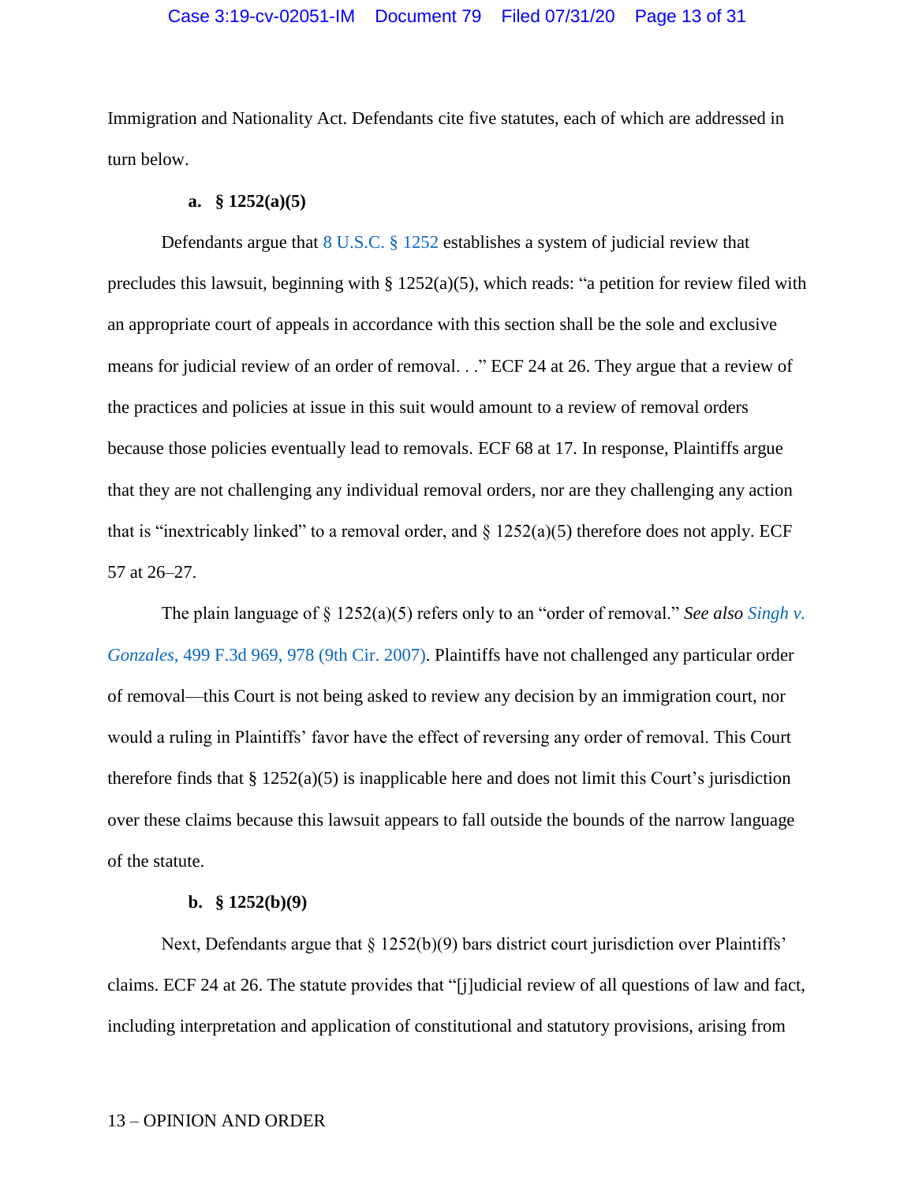Immigration and Nationality Act. Defendants cite five statutes, each of which are addressed in turn below.

**a. § 1252(a)(5)**

Defendants argue that 8 U.S.C. § 1252 establishes a system of judicial review that precludes this lawsuit, beginning with § 1252(a)(5), which reads: "a petition for review filed with an appropriate court of appeals in accordance with this section shall be the sole and exclusive means for judicial review of an order of removal. . ." ECF 24 at 26. They argue that a review of the practices and policies at issue in this suit would amount to a review of removal orders because those policies eventually lead to removals. ECF 68 at 17. In response, Plaintiffs argue that they are not challenging any individual removal orders, nor are they challenging any action that is "inextricably linked" to a removal order, and § 1252(a)(5) therefore does not apply. ECF 57 at 26–27.

The plain language of § 1252(a)(5) refers only to an "order of removal." *See also Singh v. Gonzales*, 499 F.3d 969, 978 (9th Cir. 2007). Plaintiffs have not challenged any particular order of removal—this Court is not being asked to review any decision by an immigration court, nor would a ruling in Plaintiffs' favor have the effect of reversing any order of removal. This Court therefore finds that § 1252(a)(5) is inapplicable here and does not limit this Court's jurisdiction over these claims because this lawsuit appears to fall outside the bounds of the narrow language of the statute.

**b. § 1252(b)(9)**

Next, Defendants argue that § 1252(b)(9) bars district court jurisdiction over Plaintiffs' claims. ECF 24 at 26. The statute provides that "[j]udicial review of all questions of law and fact, including interpretation and application of constitutional and statutory provisions, arising from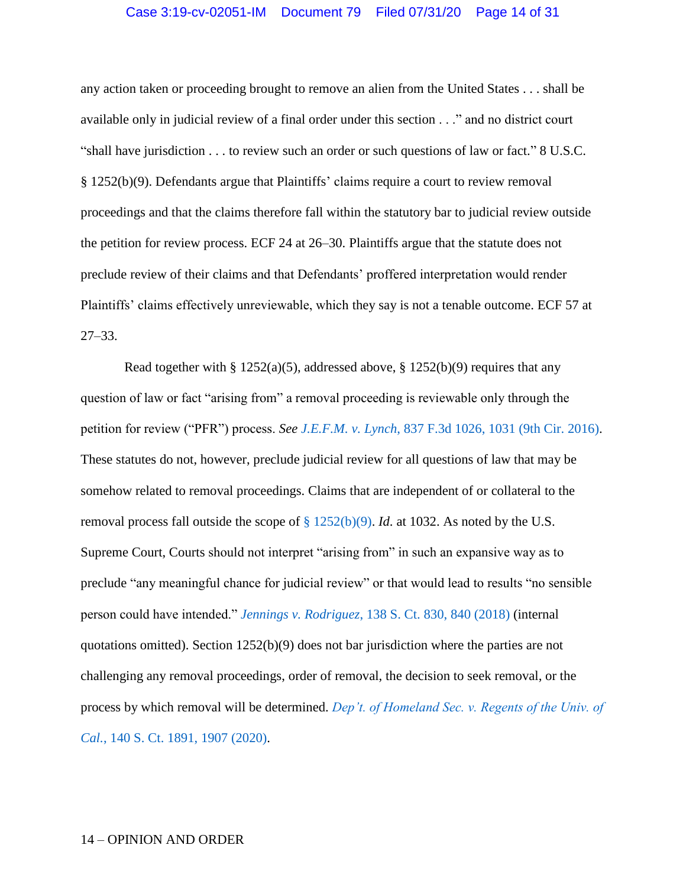any action taken or proceeding brought to remove an alien from the United States . . . shall be available only in judicial review of a final order under this section . . ." and no district court "shall have jurisdiction . . . to review such an order or such questions of law or fact." 8 U.S.C. § 1252(b)(9). Defendants argue that Plaintiffs' claims require a court to review removal proceedings and that the claims therefore fall within the statutory bar to judicial review outside the petition for review process. ECF 24 at 26–30. Plaintiffs argue that the statute does not preclude review of their claims and that Defendants' proffered interpretation would render Plaintiffs' claims effectively unreviewable, which they say is not a tenable outcome. ECF 57 at 27–33.

Read together with § 1252(a)(5), addressed above, § 1252(b)(9) requires that any question of law or fact "arising from" a removal proceeding is reviewable only through the petition for review ("PFR") process. *See J.E.F.M. v. Lynch*, 837 F.3d 1026, 1031 (9th Cir. 2016). These statutes do not, however, preclude judicial review for all questions of law that may be somehow related to removal proceedings. Claims that are independent of or collateral to the removal process fall outside the scope of § 1252(b)(9). *Id.* at 1032. As noted by the U.S. Supreme Court, Courts should not interpret "arising from" in such an expansive way as to preclude "any meaningful chance for judicial review" or that would lead to results "no sensible person could have intended." *Jennings v. Rodriguez*, 138 S. Ct. 830, 840 (2018) (internal quotations omitted). Section 1252(b)(9) does not bar jurisdiction where the parties are not challenging any removal proceedings, order of removal, the decision to seek removal, or the process by which removal will be determined. *Dep't. of Homeland Sec. v. Regents of the Univ. of Cal.*, 140 S. Ct. 1891, 1907 (2020).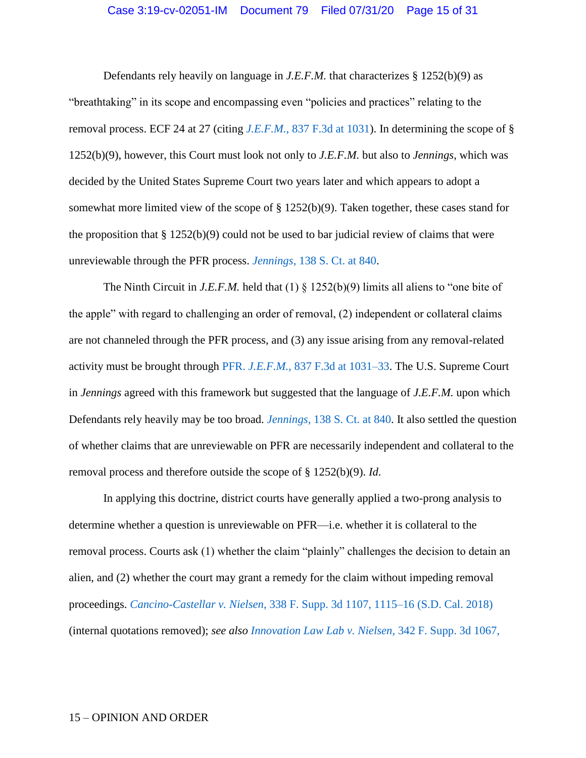Defendants rely heavily on language in *J.E.F.M.* that characterizes § 1252(b)(9) as "breathtaking" in its scope and encompassing even "policies and practices" relating to the removal process. ECF 24 at 27 (citing *J.E.F.M.*, 837 F.3d at 1031). In determining the scope of § 1252(b)(9), however, this Court must look not only to *J.E.F.M.* but also to *Jennings*, which was decided by the United States Supreme Court two years later and which appears to adopt a somewhat more limited view of the scope of § 1252(b)(9). Taken together, these cases stand for the proposition that § 1252(b)(9) could not be used to bar judicial review of claims that were unreviewable through the PFR process. *Jennings*, 138 S. Ct. at 840.

The Ninth Circuit in *J.E.F.M.* held that (1) § 1252(b)(9) limits all aliens to "one bite of the apple" with regard to challenging an order of removal, (2) independent or collateral claims are not channeled through the PFR process, and (3) any issue arising from any removal-related activity must be brought through PFR. *J.E.F.M.*, 837 F.3d at 1031–33. The U.S. Supreme Court in *Jennings* agreed with this framework but suggested that the language of *J.E.F.M.* upon which Defendants rely heavily may be too broad. *Jennings*, 138 S. Ct. at 840. It also settled the question of whether claims that are unreviewable on PFR are necessarily independent and collateral to the removal process and therefore outside the scope of § 1252(b)(9). *Id*.

In applying this doctrine, district courts have generally applied a two-prong analysis to determine whether a question is unreviewable on PFR—i.e. whether it is collateral to the removal process. Courts ask (1) whether the claim "plainly" challenges the decision to detain an alien, and (2) whether the court may grant a remedy for the claim without impeding removal proceedings. *Cancino-Castellar v. Nielsen*, 338 F. Supp. 3d 1107, 1115–16 (S.D. Cal. 2018) (internal quotations removed); *see also* *Innovation Law Lab v. Nielsen*, 342 F. Supp. 3d 1067,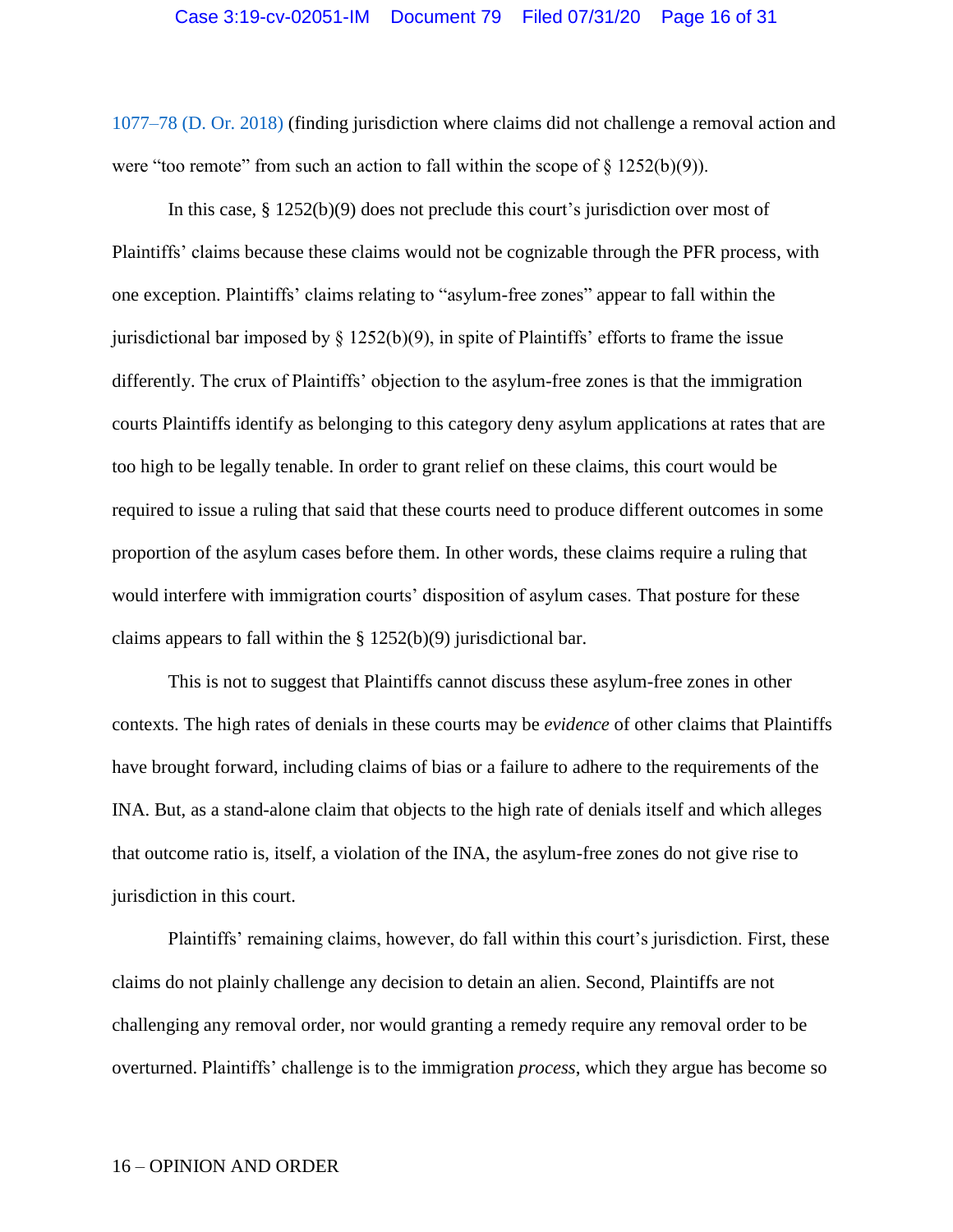1077–78 (D. Or. 2018) (finding jurisdiction where claims did not challenge a removal action and were "too remote" from such an action to fall within the scope of § 1252(b)(9)).

In this case, § 1252(b)(9) does not preclude this court's jurisdiction over most of Plaintiffs' claims because these claims would not be cognizable through the PFR process, with one exception. Plaintiffs' claims relating to "asylum-free zones" appear to fall within the jurisdictional bar imposed by § 1252(b)(9), in spite of Plaintiffs' efforts to frame the issue differently. The crux of Plaintiffs' objection to the asylum-free zones is that the immigration courts Plaintiffs identify as belonging to this category deny asylum applications at rates that are too high to be legally tenable. In order to grant relief on these claims, this court would be required to issue a ruling that said that these courts need to produce different outcomes in some proportion of the asylum cases before them. In other words, these claims require a ruling that would interfere with immigration courts' disposition of asylum cases. That posture for these claims appears to fall within the § 1252(b)(9) jurisdictional bar.

This is not to suggest that Plaintiffs cannot discuss these asylum-free zones in other contexts. The high rates of denials in these courts may be *evidence* of other claims that Plaintiffs have brought forward, including claims of bias or a failure to adhere to the requirements of the INA. But, as a stand-alone claim that objects to the high rate of denials itself and which alleges that outcome ratio is, itself, a violation of the INA, the asylum-free zones do not give rise to jurisdiction in this court.

Plaintiffs' remaining claims, however, do fall within this court's jurisdiction. First, these claims do not plainly challenge any decision to detain an alien. Second, Plaintiffs are not challenging any removal order, nor would granting a remedy require any removal order to be overturned. Plaintiffs' challenge is to the immigration *process*, which they argue has become so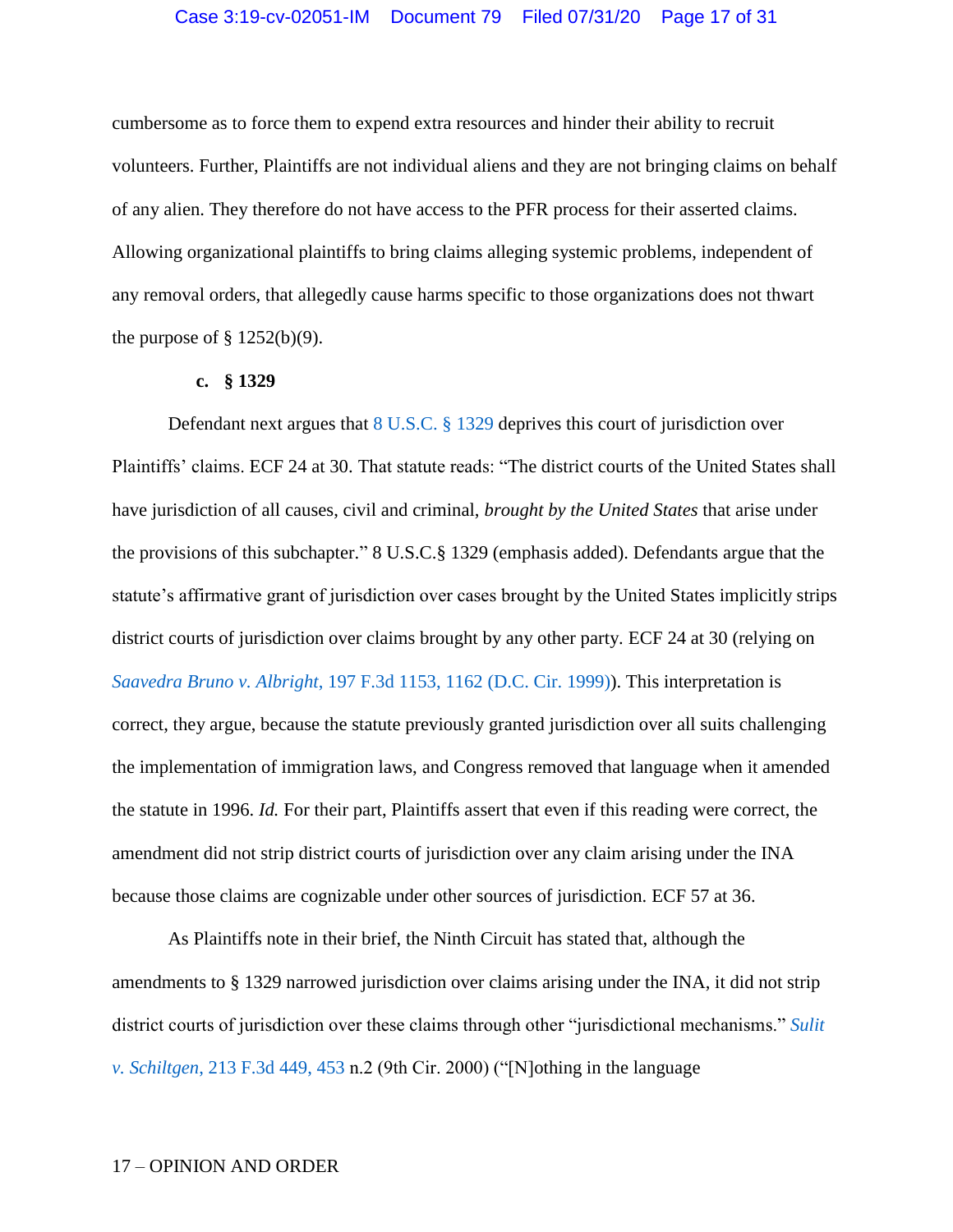cumbersome as to force them to expend extra resources and hinder their ability to recruit volunteers. Further, Plaintiffs are not individual aliens and they are not bringing claims on behalf of any alien. They therefore do not have access to the PFR process for their asserted claims. Allowing organizational plaintiffs to bring claims alleging systemic problems, independent of any removal orders, that allegedly cause harms specific to those organizations does not thwart the purpose of § 1252(b)(9).

**c. § 1329**

Defendant next argues that 8 U.S.C. § 1329 deprives this court of jurisdiction over Plaintiffs' claims. ECF 24 at 30. That statute reads: "The district courts of the United States shall have jurisdiction of all causes, civil and criminal, *brought by the United States* that arise under the provisions of this subchapter." 8 U.S.C.§ 1329 (emphasis added). Defendants argue that the statute's affirmative grant of jurisdiction over cases brought by the United States implicitly strips district courts of jurisdiction over claims brought by any other party. ECF 24 at 30 (relying on *Saavedra Bruno v. Albright*, 197 F.3d 1153, 1162 (D.C. Cir. 1999)). This interpretation is correct, they argue, because the statute previously granted jurisdiction over all suits challenging the implementation of immigration laws, and Congress removed that language when it amended the statute in 1996. *Id.* For their part, Plaintiffs assert that even if this reading were correct, the amendment did not strip district courts of jurisdiction over any claim arising under the INA because those claims are cognizable under other sources of jurisdiction. ECF 57 at 36.

As Plaintiffs note in their brief, the Ninth Circuit has stated that, although the amendments to § 1329 narrowed jurisdiction over claims arising under the INA, it did not strip district courts of jurisdiction over these claims through other "jurisdictional mechanisms." *Sulit v. Schiltgen*, 213 F.3d 449, 453 n.2 (9th Cir. 2000) ("[N]othing in the language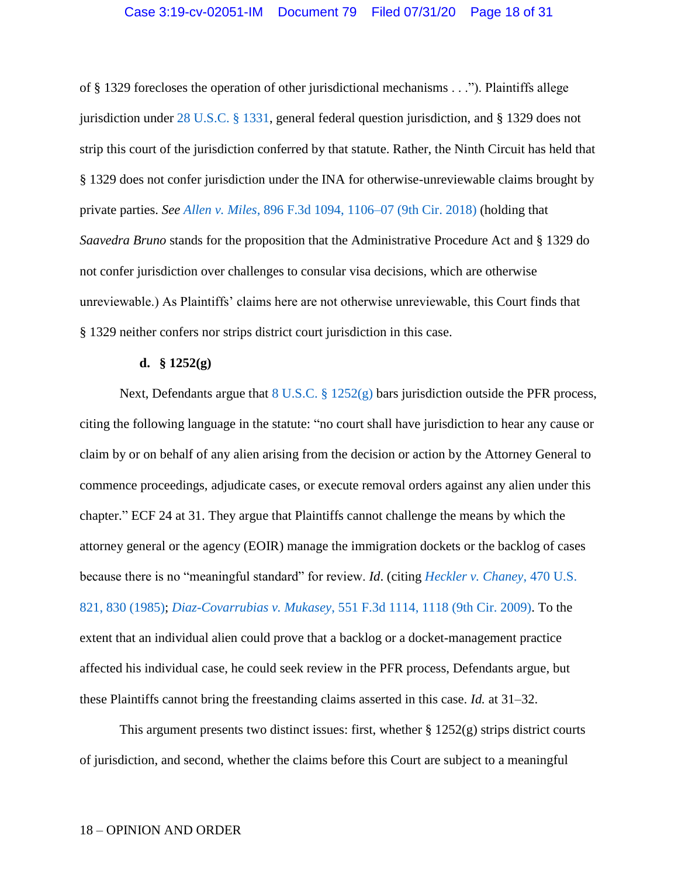of § 1329 forecloses the operation of other jurisdictional mechanisms . . ."). Plaintiffs allege jurisdiction under 28 U.S.C. § 1331, general federal question jurisdiction, and § 1329 does not strip this court of the jurisdiction conferred by that statute. Rather, the Ninth Circuit has held that § 1329 does not confer jurisdiction under the INA for otherwise-unreviewable claims brought by private parties. *See Allen v. Miles*, 896 F.3d 1094, 1106–07 (9th Cir. 2018) (holding that *Saavedra Bruno* stands for the proposition that the Administrative Procedure Act and § 1329 do not confer jurisdiction over challenges to consular visa decisions, which are otherwise unreviewable.) As Plaintiffs' claims here are not otherwise unreviewable, this Court finds that § 1329 neither confers nor strips district court jurisdiction in this case.

**d. § 1252(g)**

Next, Defendants argue that 8 U.S.C. § 1252(g) bars jurisdiction outside the PFR process, citing the following language in the statute: "no court shall have jurisdiction to hear any cause or claim by or on behalf of any alien arising from the decision or action by the Attorney General to commence proceedings, adjudicate cases, or execute removal orders against any alien under this chapter." ECF 24 at 31. They argue that Plaintiffs cannot challenge the means by which the attorney general or the agency (EOIR) manage the immigration dockets or the backlog of cases because there is no "meaningful standard" for review. *Id*. (citing *Heckler v. Chaney*, 470 U.S. 821, 830 (1985); *Diaz-Covarrubias v. Mukasey*, 551 F.3d 1114, 1118 (9th Cir. 2009). To the extent that an individual alien could prove that a backlog or a docket-management practice affected his individual case, he could seek review in the PFR process, Defendants argue, but these Plaintiffs cannot bring the freestanding claims asserted in this case. *Id.* at 31–32.

This argument presents two distinct issues: first, whether § 1252(g) strips district courts of jurisdiction, and second, whether the claims before this Court are subject to a meaningful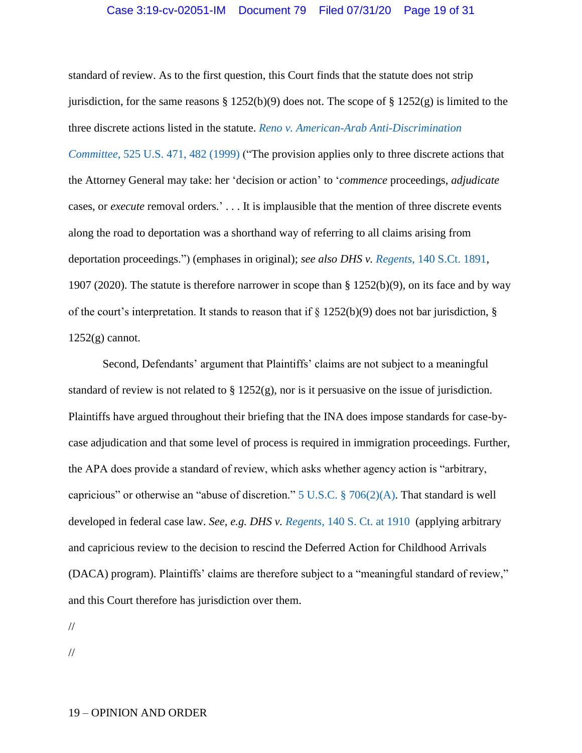standard of review. As to the first question, this Court finds that the statute does not strip jurisdiction, for the same reasons § 1252(b)(9) does not. The scope of § 1252(g) is limited to the three discrete actions listed in the statute. *Reno v. American-Arab Anti-Discrimination Committee*, 525 U.S. 471, 482 (1999) ("The provision applies only to three discrete actions that the Attorney General may take: her 'decision or action' to '*commence* proceedings, *adjudicate* cases, or *execute* removal orders.' . . . It is implausible that the mention of three discrete events along the road to deportation was a shorthand way of referring to all claims arising from deportation proceedings.") (emphases in original); *see also DHS v. Regents*, 140 S.Ct. 1891, 1907 (2020). The statute is therefore narrower in scope than § 1252(b)(9), on its face and by way of the court's interpretation. It stands to reason that if § 1252(b)(9) does not bar jurisdiction, § 1252(g) cannot.

Second, Defendants' argument that Plaintiffs' claims are not subject to a meaningful standard of review is not related to § 1252(g), nor is it persuasive on the issue of jurisdiction. Plaintiffs have argued throughout their briefing that the INA does impose standards for case-by-case adjudication and that some level of process is required in immigration proceedings. Further, the APA does provide a standard of review, which asks whether agency action is "arbitrary, capricious" or otherwise an "abuse of discretion." 5 U.S.C. § 706(2)(A). That standard is well developed in federal case law. *See, e.g. DHS v. Regents*, 140 S. Ct. at 1910 (applying arbitrary and capricious review to the decision to rescind the Deferred Action for Childhood Arrivals (DACA) program). Plaintiffs' claims are therefore subject to a "meaningful standard of review," and this Court therefore has jurisdiction over them.

//

//

19 – OPINION AND ORDER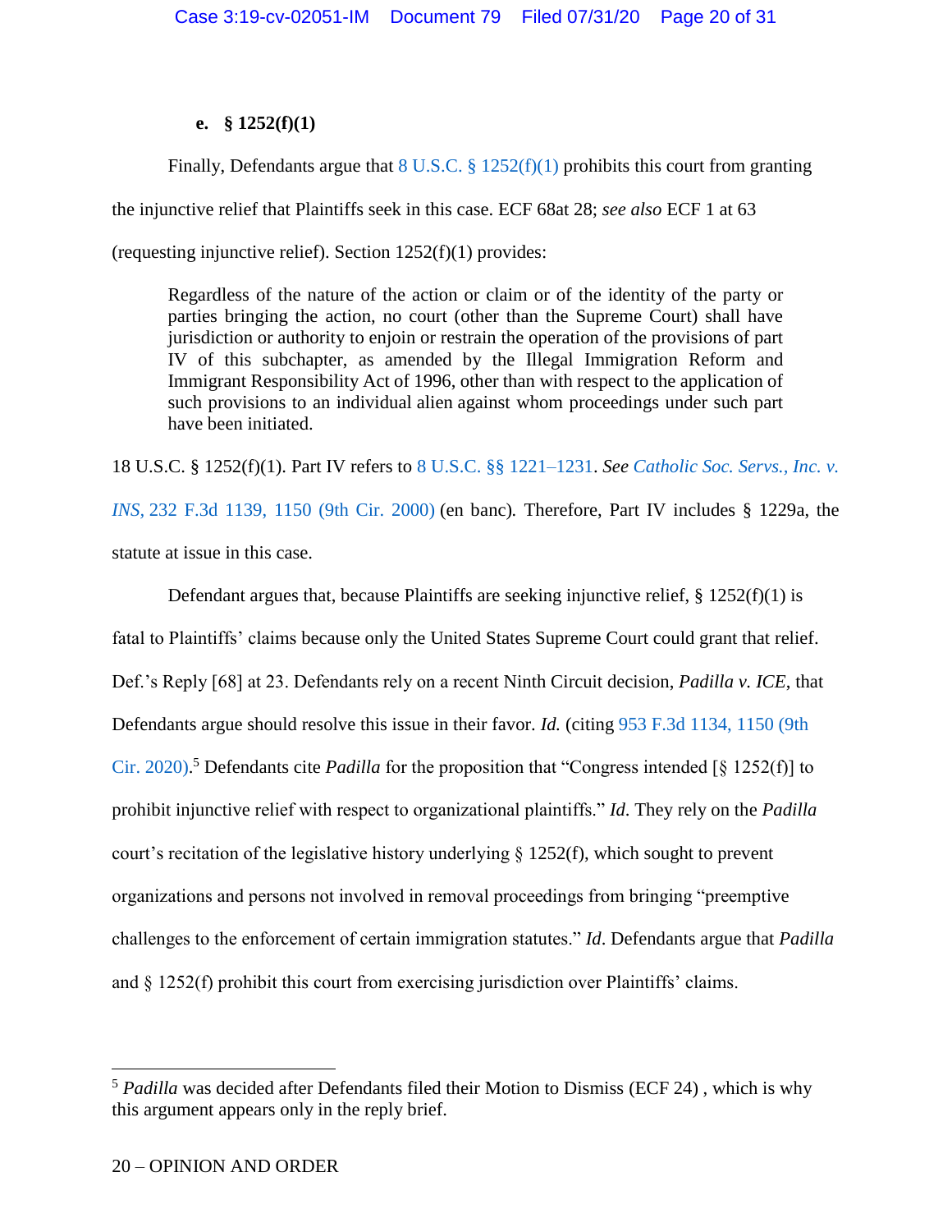**e. § 1252(f)(1)**

Finally, Defendants argue that 8 U.S.C. § 1252(f)(1) prohibits this court from granting the injunctive relief that Plaintiffs seek in this case. ECF 68at 28; *see also* ECF 1 at 63 (requesting injunctive relief). Section 1252(f)(1) provides:

> Regardless of the nature of the action or claim or of the identity of the party or parties bringing the action, no court (other than the Supreme Court) shall have jurisdiction or authority to enjoin or restrain the operation of the provisions of part IV of this subchapter, as amended by the Illegal Immigration Reform and Immigrant Responsibility Act of 1996, other than with respect to the application of such provisions to an individual alien against whom proceedings under such part have been initiated.

18 U.S.C. § 1252(f)(1). Part IV refers to 8 U.S.C. §§ 1221–1231. *See Catholic Soc. Servs., Inc. v. INS*, 232 F.3d 1139, 1150 (9th Cir. 2000) (en banc). Therefore, Part IV includes § 1229a, the statute at issue in this case.

Defendant argues that, because Plaintiffs are seeking injunctive relief, § 1252(f)(1) is fatal to Plaintiffs' claims because only the United States Supreme Court could grant that relief. Def.'s Reply [68] at 23. Defendants rely on a recent Ninth Circuit decision, *Padilla v. ICE*, that Defendants argue should resolve this issue in their favor. *Id.* (citing 953 F.3d 1134, 1150 (9th Cir. 2020).[5] Defendants cite *Padilla* for the proposition that "Congress intended [§ 1252(f)] to prohibit injunctive relief with respect to organizational plaintiffs." *Id*. They rely on the *Padilla* court's recitation of the legislative history underlying § 1252(f), which sought to prevent organizations and persons not involved in removal proceedings from bringing "preemptive challenges to the enforcement of certain immigration statutes." *Id*. Defendants argue that *Padilla* and § 1252(f) prohibit this court from exercising jurisdiction over Plaintiffs' claims.

---

[5] *Padilla* was decided after Defendants filed their Motion to Dismiss (ECF 24) , which is why this argument appears only in the reply brief.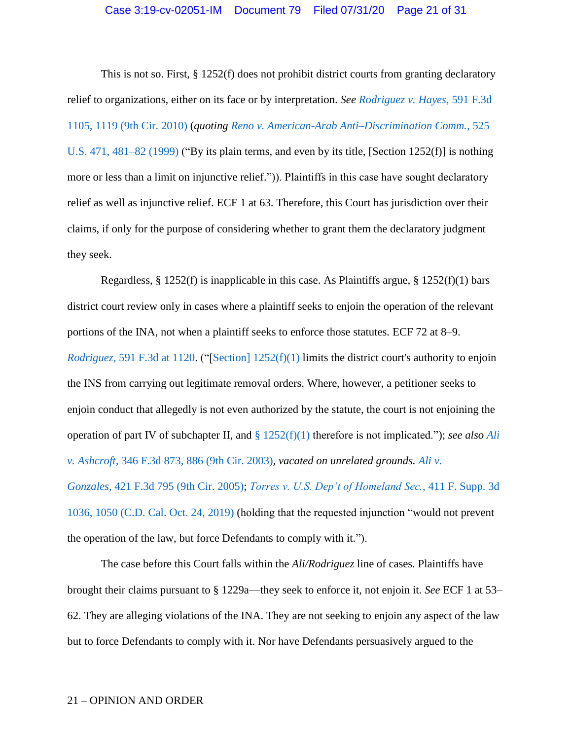This is not so. First, § 1252(f) does not prohibit district courts from granting declaratory relief to organizations, either on its face or by interpretation. *See Rodriguez v. Hayes*, 591 F.3d 1105, 1119 (9th Cir. 2010) (*quoting Reno v. American-Arab Anti–Discrimination Comm.*, 525 U.S. 471, 481–82 (1999) ("By its plain terms, and even by its title, [Section 1252(f)] is nothing more or less than a limit on injunctive relief.")). Plaintiffs in this case have sought declaratory relief as well as injunctive relief. ECF 1 at 63. Therefore, this Court has jurisdiction over their claims, if only for the purpose of considering whether to grant them the declaratory judgment they seek.

Regardless, § 1252(f) is inapplicable in this case. As Plaintiffs argue, § 1252(f)(1) bars district court review only in cases where a plaintiff seeks to enjoin the operation of the relevant portions of the INA, not when a plaintiff seeks to enforce those statutes. ECF 72 at 8–9. *Rodriguez*, 591 F.3d at 1120. ("[Section] 1252(f)(1) limits the district court's authority to enjoin the INS from carrying out legitimate removal orders. Where, however, a petitioner seeks to enjoin conduct that allegedly is not even authorized by the statute, the court is not enjoining the operation of part IV of subchapter II, and § 1252(f)(1) therefore is not implicated."); *see also Ali v. Ashcroft*, 346 F.3d 873, 886 (9th Cir. 2003), *vacated on unrelated grounds. Ali v. Gonzales*, 421 F.3d 795 (9th Cir. 2005); *Torres v. U.S. Dep't of Homeland Sec.*, 411 F. Supp. 3d 1036, 1050 (C.D. Cal. Oct. 24, 2019) (holding that the requested injunction "would not prevent the operation of the law, but force Defendants to comply with it.").

The case before this Court falls within the *Ali/Rodriguez* line of cases. Plaintiffs have brought their claims pursuant to § 1229a—they seek to enforce it, not enjoin it. *See* ECF 1 at 53–62. They are alleging violations of the INA. They are not seeking to enjoin any aspect of the law but to force Defendants to comply with it. Nor have Defendants persuasively argued to the

21 – OPINION AND ORDER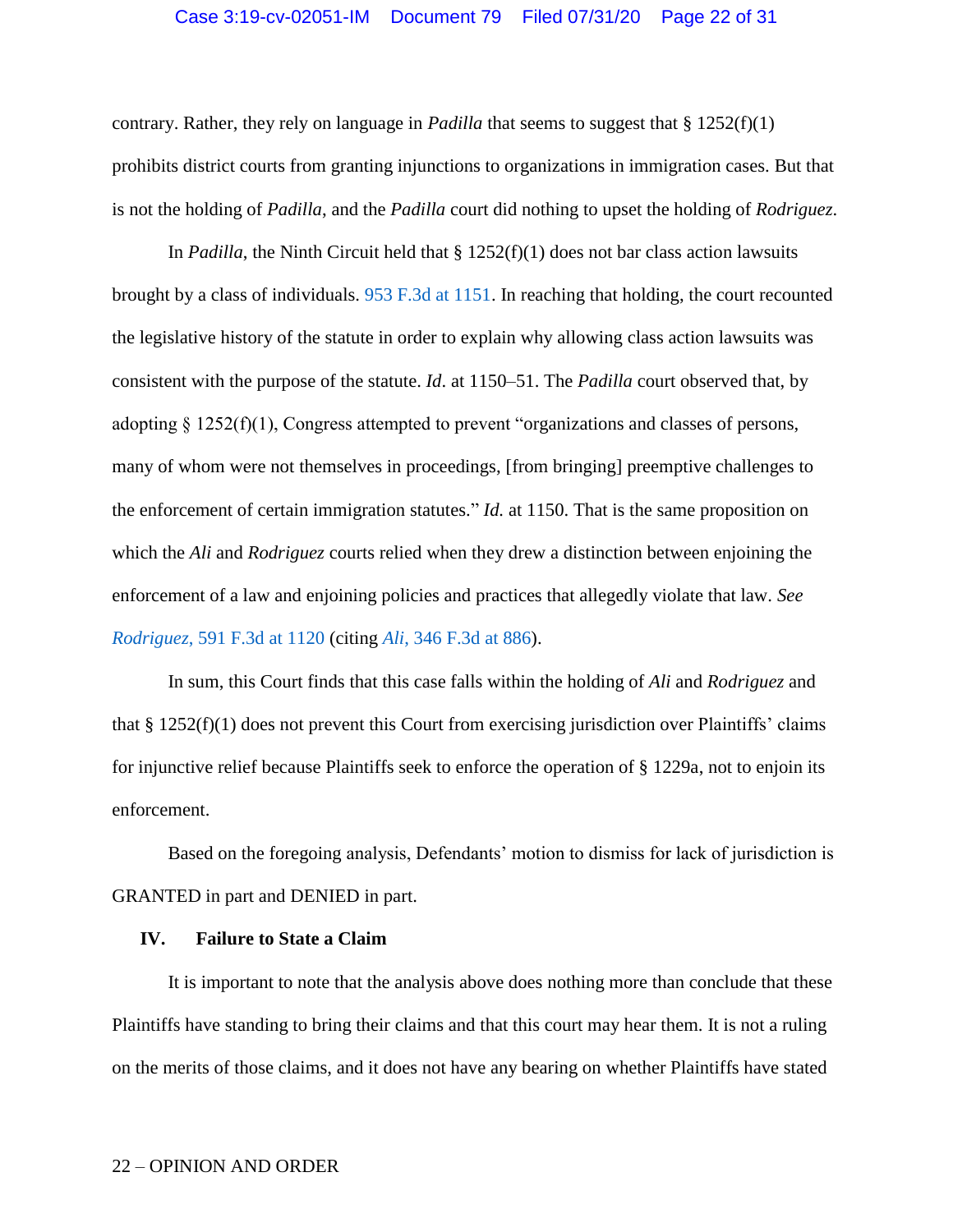contrary. Rather, they rely on language in *Padilla* that seems to suggest that § 1252(f)(1) prohibits district courts from granting injunctions to organizations in immigration cases. But that is not the holding of *Padilla*, and the *Padilla* court did nothing to upset the holding of *Rodriguez*.

In *Padilla*, the Ninth Circuit held that § 1252(f)(1) does not bar class action lawsuits brought by a class of individuals. 953 F.3d at 1151. In reaching that holding, the court recounted the legislative history of the statute in order to explain why allowing class action lawsuits was consistent with the purpose of the statute. *Id*. at 1150–51. The *Padilla* court observed that, by adopting § 1252(f)(1), Congress attempted to prevent "organizations and classes of persons, many of whom were not themselves in proceedings, [from bringing] preemptive challenges to the enforcement of certain immigration statutes." *Id.* at 1150. That is the same proposition on which the *Ali* and *Rodriguez* courts relied when they drew a distinction between enjoining the enforcement of a law and enjoining policies and practices that allegedly violate that law. *See Rodriguez,* 591 F.3d at 1120 (citing *Ali,* 346 F.3d at 886).

In sum, this Court finds that this case falls within the holding of *Ali* and *Rodriguez* and that § 1252(f)(1) does not prevent this Court from exercising jurisdiction over Plaintiffs' claims for injunctive relief because Plaintiffs seek to enforce the operation of § 1229a, not to enjoin its enforcement.

Based on the foregoing analysis, Defendants' motion to dismiss for lack of jurisdiction is GRANTED in part and DENIED in part.

## IV. Failure to State a Claim

It is important to note that the analysis above does nothing more than conclude that these Plaintiffs have standing to bring their claims and that this court may hear them. It is not a ruling on the merits of those claims, and it does not have any bearing on whether Plaintiffs have stated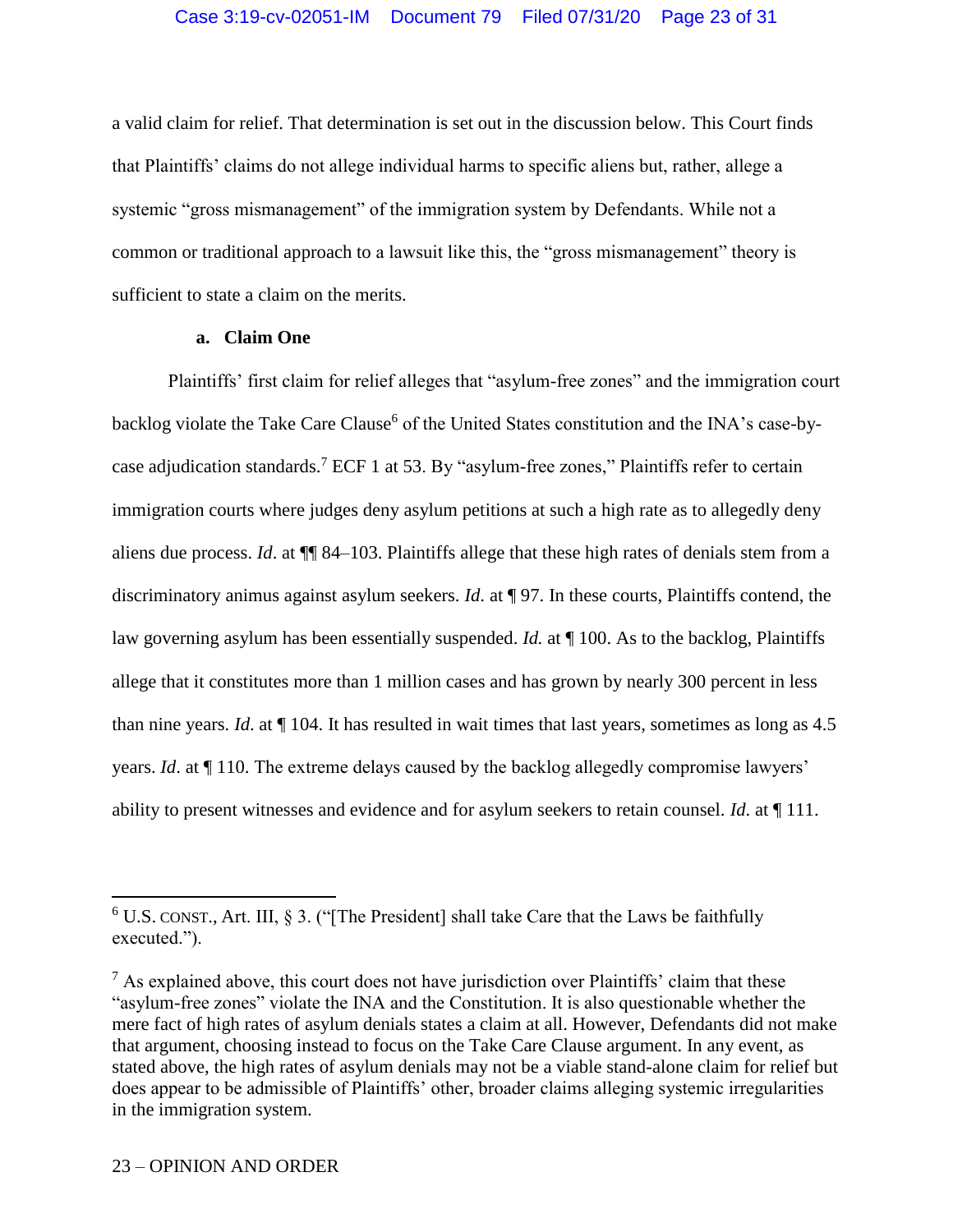a valid claim for relief. That determination is set out in the discussion below. This Court finds that Plaintiffs' claims do not allege individual harms to specific aliens but, rather, allege a systemic "gross mismanagement" of the immigration system by Defendants. While not a common or traditional approach to a lawsuit like this, the "gross mismanagement" theory is sufficient to state a claim on the merits.

**a. Claim One**

Plaintiffs' first claim for relief alleges that "asylum-free zones" and the immigration court backlog violate the Take Care Clause[6] of the United States constitution and the INA's case-by-case adjudication standards.[7] ECF 1 at 53. By "asylum-free zones," Plaintiffs refer to certain immigration courts where judges deny asylum petitions at such a high rate as to allegedly deny aliens due process. *Id*. at ¶¶ 84–103. Plaintiffs allege that these high rates of denials stem from a discriminatory animus against asylum seekers. *Id*. at ¶ 97. In these courts, Plaintiffs contend, the law governing asylum has been essentially suspended. *Id.* at ¶ 100. As to the backlog, Plaintiffs allege that it constitutes more than 1 million cases and has grown by nearly 300 percent in less than nine years. *Id*. at ¶ 104. It has resulted in wait times that last years, sometimes as long as 4.5 years. *Id*. at ¶ 110. The extreme delays caused by the backlog allegedly compromise lawyers' ability to present witnesses and evidence and for asylum seekers to retain counsel. *Id.* at ¶ 111.

---

[6] U.S. CONST., Art. III, § 3. ("[The President] shall take Care that the Laws be faithfully executed.").

[7] As explained above, this court does not have jurisdiction over Plaintiffs' claim that these "asylum-free zones" violate the INA and the Constitution. It is also questionable whether the mere fact of high rates of asylum denials states a claim at all. However, Defendants did not make that argument, choosing instead to focus on the Take Care Clause argument. In any event, as stated above, the high rates of asylum denials may not be a viable stand-alone claim for relief but does appear to be admissible of Plaintiffs' other, broader claims alleging systemic irregularities in the immigration system.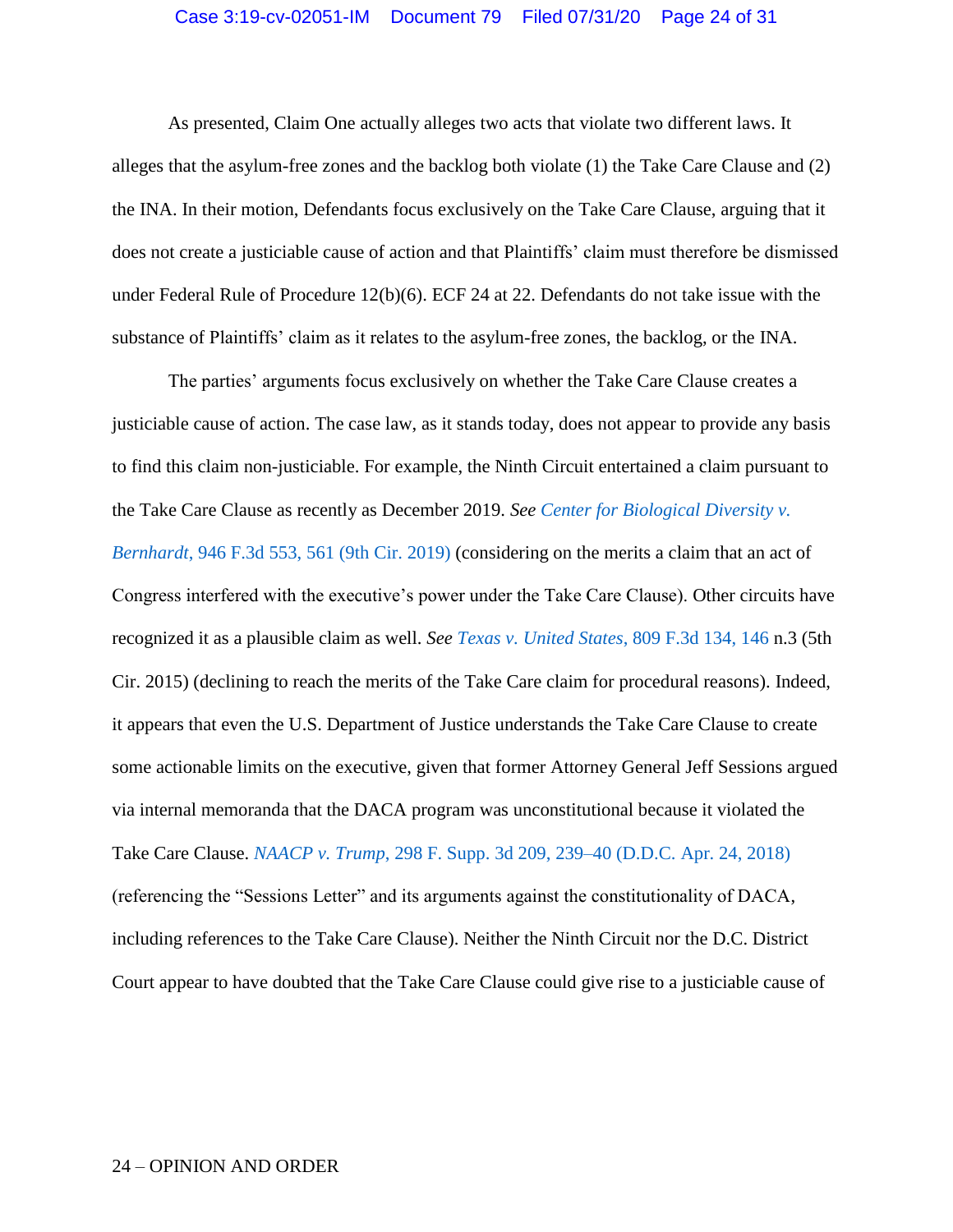As presented, Claim One actually alleges two acts that violate two different laws. It alleges that the asylum-free zones and the backlog both violate (1) the Take Care Clause and (2) the INA. In their motion, Defendants focus exclusively on the Take Care Clause, arguing that it does not create a justiciable cause of action and that Plaintiffs' claim must therefore be dismissed under Federal Rule of Procedure 12(b)(6). ECF 24 at 22. Defendants do not take issue with the substance of Plaintiffs' claim as it relates to the asylum-free zones, the backlog, or the INA.

The parties' arguments focus exclusively on whether the Take Care Clause creates a justiciable cause of action. The case law, as it stands today, does not appear to provide any basis to find this claim non-justiciable. For example, the Ninth Circuit entertained a claim pursuant to the Take Care Clause as recently as December 2019. *See Center for Biological Diversity v. Bernhardt*, 946 F.3d 553, 561 (9th Cir. 2019) (considering on the merits a claim that an act of Congress interfered with the executive's power under the Take Care Clause). Other circuits have recognized it as a plausible claim as well. *See Texas v. United States*, 809 F.3d 134, 146 n.3 (5th Cir. 2015) (declining to reach the merits of the Take Care claim for procedural reasons). Indeed, it appears that even the U.S. Department of Justice understands the Take Care Clause to create some actionable limits on the executive, given that former Attorney General Jeff Sessions argued via internal memoranda that the DACA program was unconstitutional because it violated the Take Care Clause. *NAACP v. Trump*, 298 F. Supp. 3d 209, 239–40 (D.D.C. Apr. 24, 2018) (referencing the "Sessions Letter" and its arguments against the constitutionality of DACA, including references to the Take Care Clause). Neither the Ninth Circuit nor the D.C. District Court appear to have doubted that the Take Care Clause could give rise to a justiciable cause of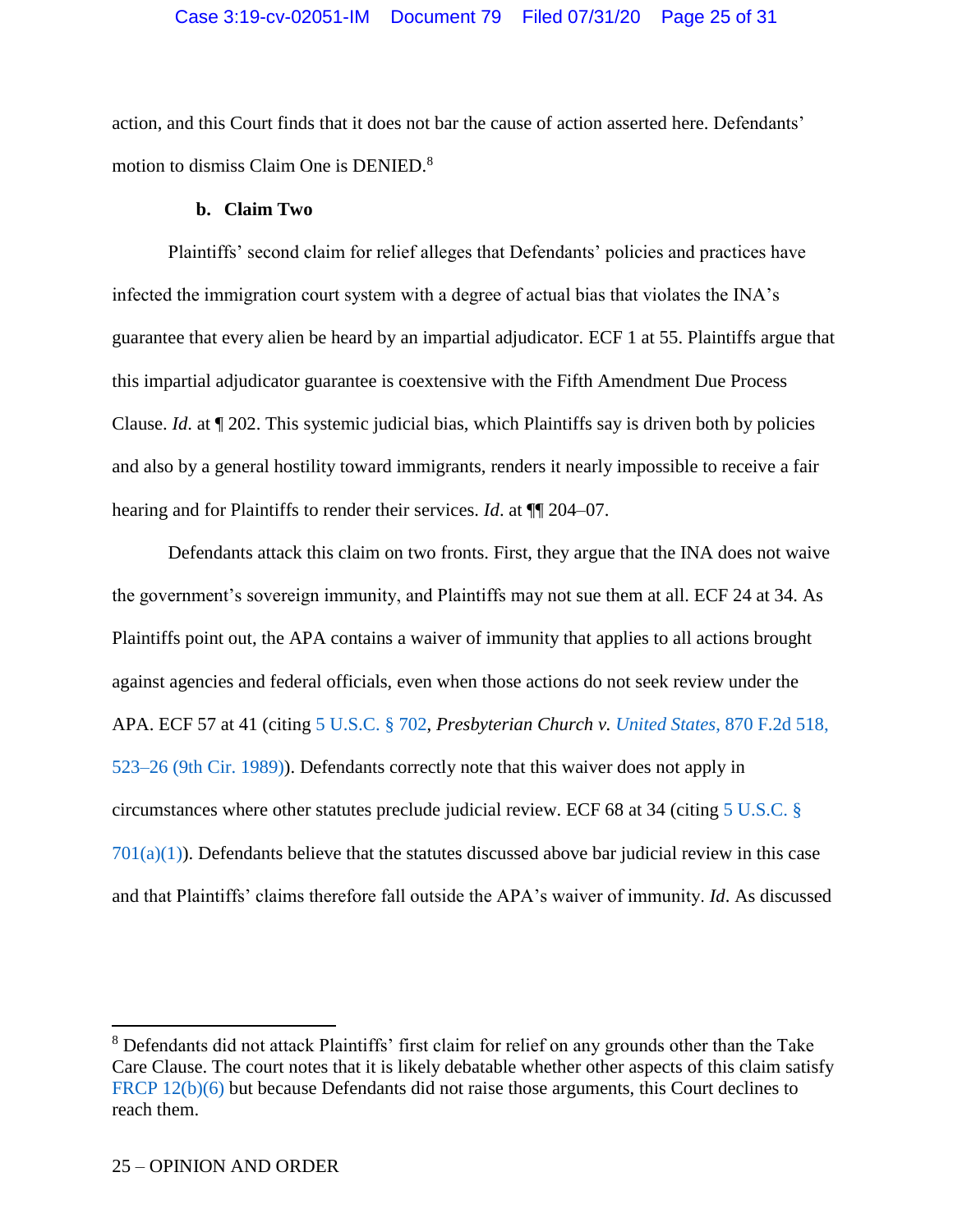action, and this Court finds that it does not bar the cause of action asserted here. Defendants' motion to dismiss Claim One is DENIED.[8]

**b. Claim Two**

Plaintiffs' second claim for relief alleges that Defendants' policies and practices have infected the immigration court system with a degree of actual bias that violates the INA's guarantee that every alien be heard by an impartial adjudicator. ECF 1 at 55. Plaintiffs argue that this impartial adjudicator guarantee is coextensive with the Fifth Amendment Due Process Clause. *Id.* at ¶ 202. This systemic judicial bias, which Plaintiffs say is driven both by policies and also by a general hostility toward immigrants, renders it nearly impossible to receive a fair hearing and for Plaintiffs to render their services. *Id*. at ¶¶ 204–07.

Defendants attack this claim on two fronts. First, they argue that the INA does not waive the government's sovereign immunity, and Plaintiffs may not sue them at all. ECF 24 at 34. As Plaintiffs point out, the APA contains a waiver of immunity that applies to all actions brought against agencies and federal officials, even when those actions do not seek review under the APA. ECF 57 at 41 (citing 5 U.S.C. § 702, *Presbyterian Church v. United States*, 870 F.2d 518, 523–26 (9th Cir. 1989)). Defendants correctly note that this waiver does not apply in circumstances where other statutes preclude judicial review. ECF 68 at 34 (citing 5 U.S.C. § 701(a)(1)). Defendants believe that the statutes discussed above bar judicial review in this case and that Plaintiffs' claims therefore fall outside the APA's waiver of immunity. *Id*. As discussed

---

[8] Defendants did not attack Plaintiffs' first claim for relief on any grounds other than the Take Care Clause. The court notes that it is likely debatable whether other aspects of this claim satisfy FRCP 12(b)(6) but because Defendants did not raise those arguments, this Court declines to reach them.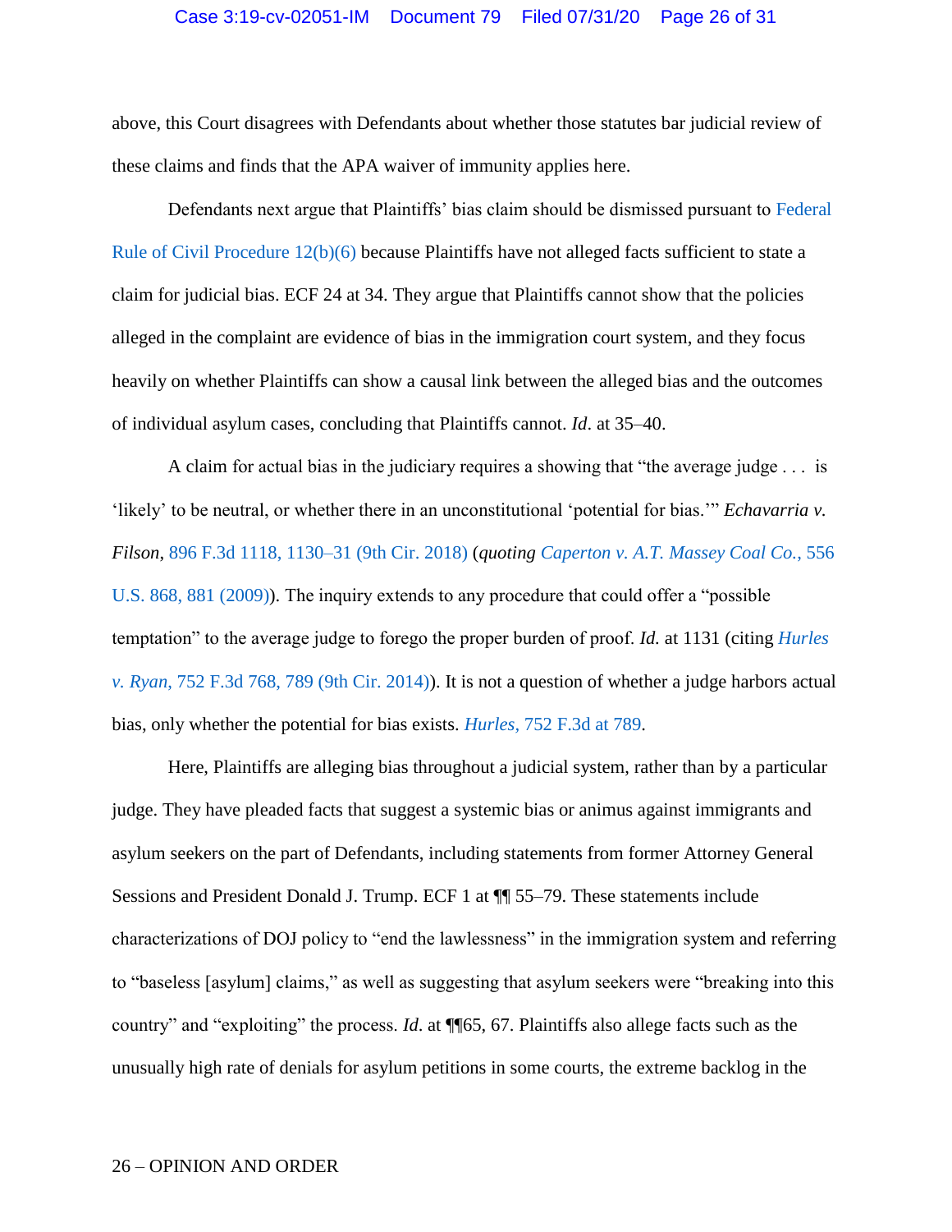above, this Court disagrees with Defendants about whether those statutes bar judicial review of these claims and finds that the APA waiver of immunity applies here.

Defendants next argue that Plaintiffs' bias claim should be dismissed pursuant to Federal Rule of Civil Procedure 12(b)(6) because Plaintiffs have not alleged facts sufficient to state a claim for judicial bias. ECF 24 at 34. They argue that Plaintiffs cannot show that the policies alleged in the complaint are evidence of bias in the immigration court system, and they focus heavily on whether Plaintiffs can show a causal link between the alleged bias and the outcomes of individual asylum cases, concluding that Plaintiffs cannot. *Id*. at 35–40.

A claim for actual bias in the judiciary requires a showing that "the average judge . . . is 'likely' to be neutral, or whether there in an unconstitutional 'potential for bias.'" *Echavarria v. Filson*, 896 F.3d 1118, 1130–31 (9th Cir. 2018) (*quoting Caperton v. A.T. Massey Coal Co.*, 556 U.S. 868, 881 (2009)). The inquiry extends to any procedure that could offer a "possible temptation" to the average judge to forego the proper burden of proof. *Id.* at 1131 (citing *Hurles v. Ryan*, 752 F.3d 768, 789 (9th Cir. 2014)). It is not a question of whether a judge harbors actual bias, only whether the potential for bias exists. *Hurles*, 752 F.3d at 789.

Here, Plaintiffs are alleging bias throughout a judicial system, rather than by a particular judge. They have pleaded facts that suggest a systemic bias or animus against immigrants and asylum seekers on the part of Defendants, including statements from former Attorney General Sessions and President Donald J. Trump. ECF 1 at ¶¶ 55–79. These statements include characterizations of DOJ policy to "end the lawlessness" in the immigration system and referring to "baseless [asylum] claims," as well as suggesting that asylum seekers were "breaking into this country" and "exploiting" the process. *Id*. at ¶¶65, 67. Plaintiffs also allege facts such as the unusually high rate of denials for asylum petitions in some courts, the extreme backlog in the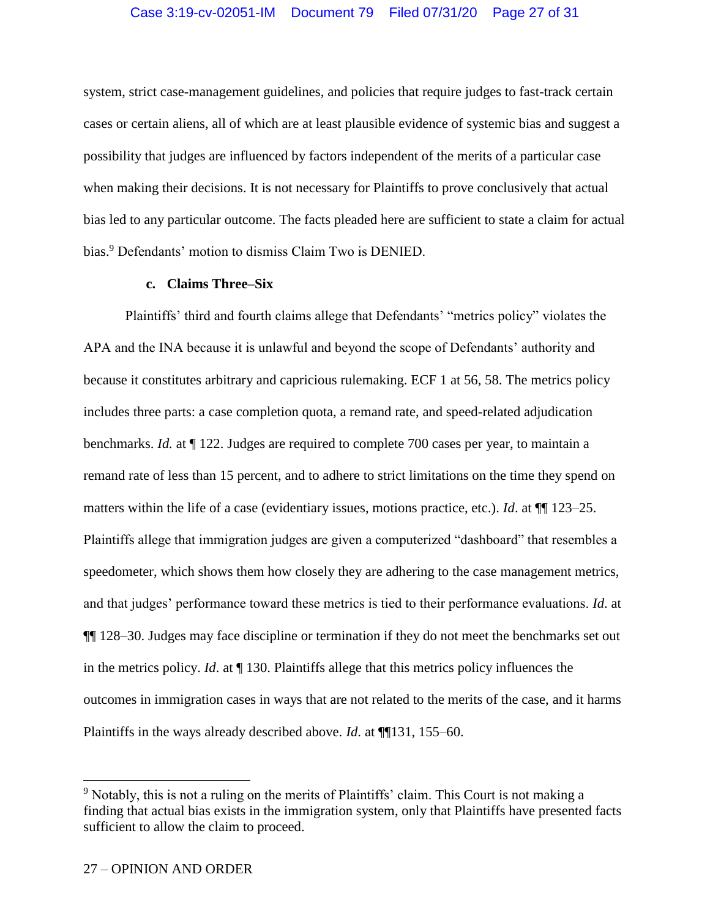system, strict case-management guidelines, and policies that require judges to fast-track certain cases or certain aliens, all of which are at least plausible evidence of systemic bias and suggest a possibility that judges are influenced by factors independent of the merits of a particular case when making their decisions. It is not necessary for Plaintiffs to prove conclusively that actual bias led to any particular outcome. The facts pleaded here are sufficient to state a claim for actual bias.[9] Defendants' motion to dismiss Claim Two is DENIED.

#### c. Claims Three–Six

Plaintiffs' third and fourth claims allege that Defendants' "metrics policy" violates the APA and the INA because it is unlawful and beyond the scope of Defendants' authority and because it constitutes arbitrary and capricious rulemaking. ECF 1 at 56, 58. The metrics policy includes three parts: a case completion quota, a remand rate, and speed-related adjudication benchmarks. *Id.* at ¶ 122. Judges are required to complete 700 cases per year, to maintain a remand rate of less than 15 percent, and to adhere to strict limitations on the time they spend on matters within the life of a case (evidentiary issues, motions practice, etc.). *Id*. at ¶¶ 123–25. Plaintiffs allege that immigration judges are given a computerized "dashboard" that resembles a speedometer, which shows them how closely they are adhering to the case management metrics, and that judges' performance toward these metrics is tied to their performance evaluations. *Id*. at ¶¶ 128–30. Judges may face discipline or termination if they do not meet the benchmarks set out in the metrics policy. *Id*. at ¶ 130. Plaintiffs allege that this metrics policy influences the outcomes in immigration cases in ways that are not related to the merits of the case, and it harms Plaintiffs in the ways already described above. *Id*. at ¶¶131, 155–60.

---

[9] Notably, this is not a ruling on the merits of Plaintiffs' claim. This Court is not making a finding that actual bias exists in the immigration system, only that Plaintiffs have presented facts sufficient to allow the claim to proceed.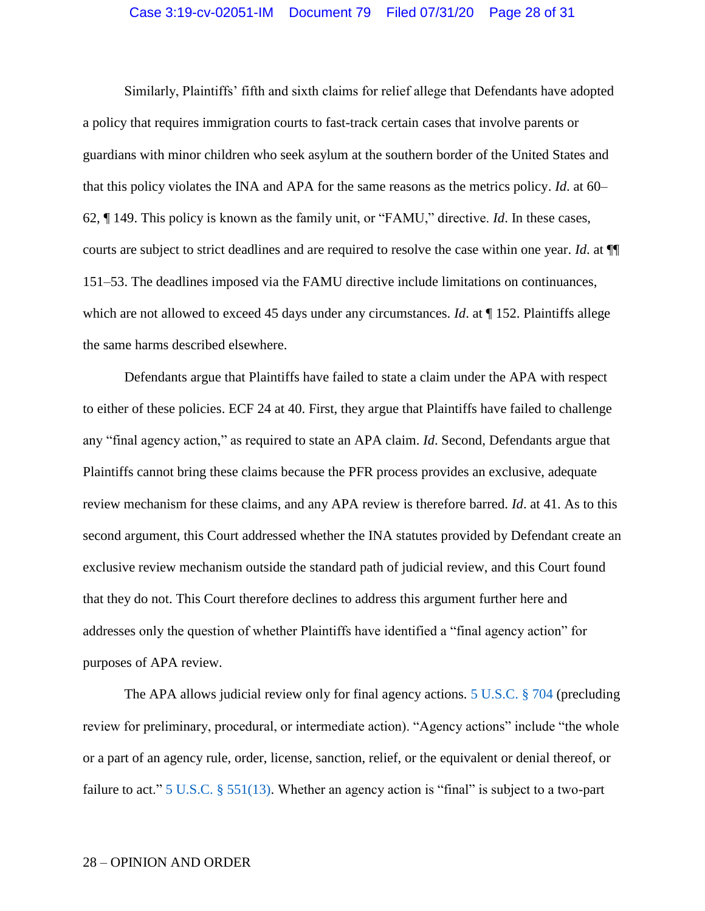Similarly, Plaintiffs' fifth and sixth claims for relief allege that Defendants have adopted a policy that requires immigration courts to fast-track certain cases that involve parents or guardians with minor children who seek asylum at the southern border of the United States and that this policy violates the INA and APA for the same reasons as the metrics policy. *Id*. at 60–62, ¶ 149. This policy is known as the family unit, or "FAMU," directive. *Id*. In these cases, courts are subject to strict deadlines and are required to resolve the case within one year. *Id*. at ¶¶ 151–53. The deadlines imposed via the FAMU directive include limitations on continuances, which are not allowed to exceed 45 days under any circumstances. *Id*. at ¶ 152. Plaintiffs allege the same harms described elsewhere.

Defendants argue that Plaintiffs have failed to state a claim under the APA with respect to either of these policies. ECF 24 at 40. First, they argue that Plaintiffs have failed to challenge any "final agency action," as required to state an APA claim. *Id*. Second, Defendants argue that Plaintiffs cannot bring these claims because the PFR process provides an exclusive, adequate review mechanism for these claims, and any APA review is therefore barred. *Id*. at 41. As to this second argument, this Court addressed whether the INA statutes provided by Defendant create an exclusive review mechanism outside the standard path of judicial review, and this Court found that they do not. This Court therefore declines to address this argument further here and addresses only the question of whether Plaintiffs have identified a "final agency action" for purposes of APA review.

The APA allows judicial review only for final agency actions. 5 U.S.C. § 704 (precluding review for preliminary, procedural, or intermediate action). "Agency actions" include "the whole or a part of an agency rule, order, license, sanction, relief, or the equivalent or denial thereof, or failure to act." 5 U.S.C. § 551(13). Whether an agency action is "final" is subject to a two-part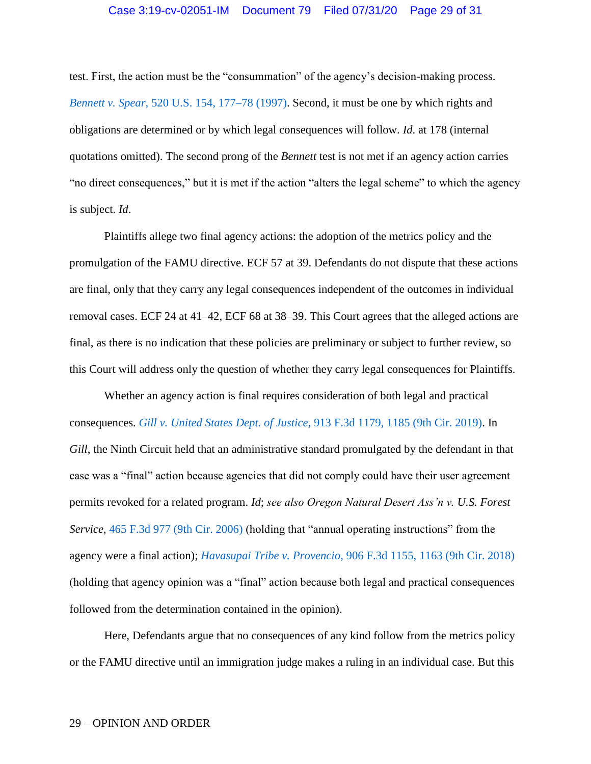test. First, the action must be the "consummation" of the agency's decision-making process. *Bennett v. Spear*, 520 U.S. 154, 177–78 (1997). Second, it must be one by which rights and obligations are determined or by which legal consequences will follow. *Id*. at 178 (internal quotations omitted). The second prong of the *Bennett* test is not met if an agency action carries "no direct consequences," but it is met if the action "alters the legal scheme" to which the agency is subject. *Id*.

Plaintiffs allege two final agency actions: the adoption of the metrics policy and the promulgation of the FAMU directive. ECF 57 at 39. Defendants do not dispute that these actions are final, only that they carry any legal consequences independent of the outcomes in individual removal cases. ECF 24 at 41–42, ECF 68 at 38–39. This Court agrees that the alleged actions are final, as there is no indication that these policies are preliminary or subject to further review, so this Court will address only the question of whether they carry legal consequences for Plaintiffs.

Whether an agency action is final requires consideration of both legal and practical consequences. *Gill v. United States Dept. of Justice*, 913 F.3d 1179, 1185 (9th Cir. 2019). In *Gill*, the Ninth Circuit held that an administrative standard promulgated by the defendant in that case was a "final" action because agencies that did not comply could have their user agreement permits revoked for a related program. *Id*; *see also Oregon Natural Desert Ass'n v. U.S. Forest Service*, 465 F.3d 977 (9th Cir. 2006) (holding that "annual operating instructions" from the agency were a final action); *Havasupai Tribe v. Provencio*, 906 F.3d 1155, 1163 (9th Cir. 2018) (holding that agency opinion was a "final" action because both legal and practical consequences followed from the determination contained in the opinion).

Here, Defendants argue that no consequences of any kind follow from the metrics policy or the FAMU directive until an immigration judge makes a ruling in an individual case. But this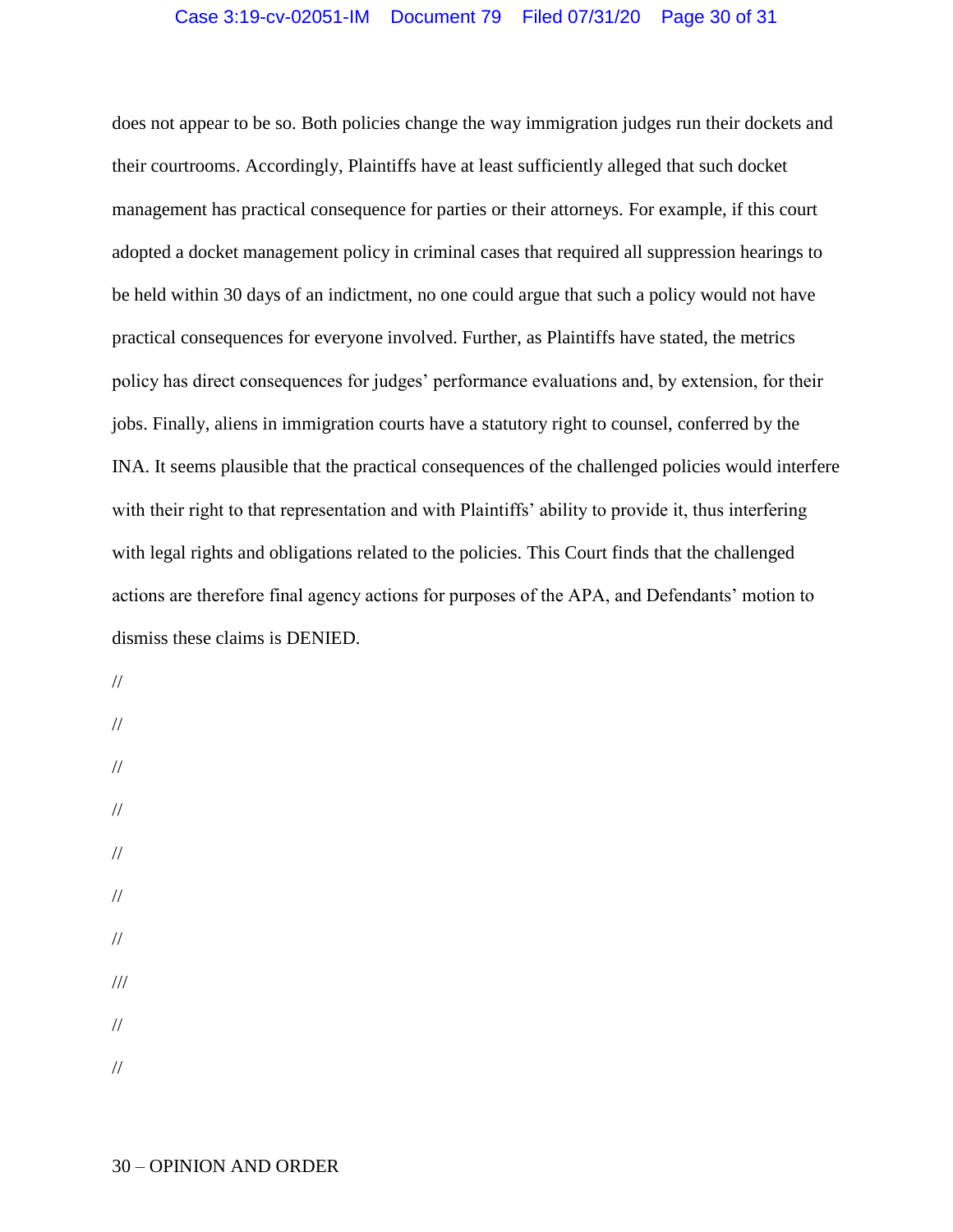does not appear to be so. Both policies change the way immigration judges run their dockets and their courtrooms. Accordingly, Plaintiffs have at least sufficiently alleged that such docket management has practical consequence for parties or their attorneys. For example, if this court adopted a docket management policy in criminal cases that required all suppression hearings to be held within 30 days of an indictment, no one could argue that such a policy would not have practical consequences for everyone involved. Further, as Plaintiffs have stated, the metrics policy has direct consequences for judges' performance evaluations and, by extension, for their jobs. Finally, aliens in immigration courts have a statutory right to counsel, conferred by the INA. It seems plausible that the practical consequences of the challenged policies would interfere with their right to that representation and with Plaintiffs' ability to provide it, thus interfering with legal rights and obligations related to the policies. This Court finds that the challenged actions are therefore final agency actions for purposes of the APA, and Defendants' motion to dismiss these claims is DENIED.

//

//

//

//

//

//

//

///

//

//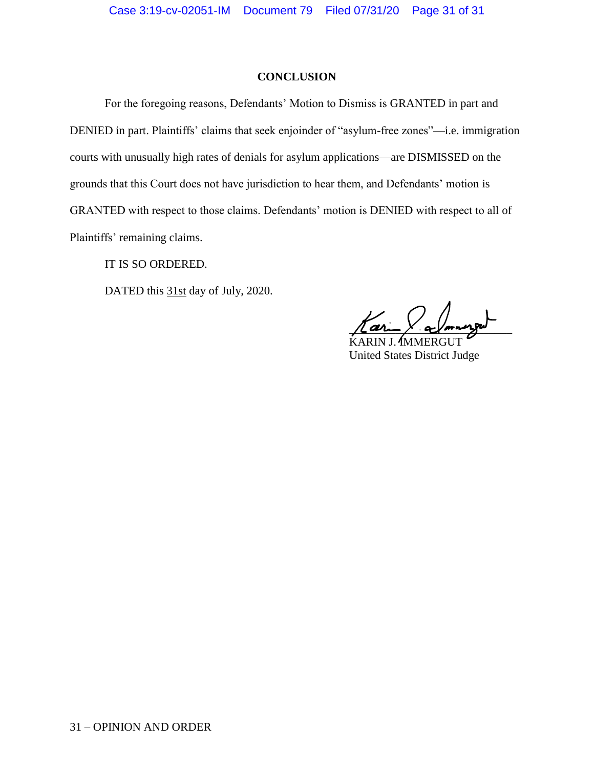## CONCLUSION

For the foregoing reasons, Defendants' Motion to Dismiss is GRANTED in part and DENIED in part. Plaintiffs' claims that seek enjoinder of "asylum-free zones"—i.e. immigration courts with unusually high rates of denials for asylum applications—are DISMISSED on the grounds that this Court does not have jurisdiction to hear them, and Defendants' motion is GRANTED with respect to those claims. Defendants' motion is DENIED with respect to all of Plaintiffs' remaining claims.

IT IS SO ORDERED.

DATED this 31st day of July, 2020.

KARIN J. IMMERGUT
United States District Judge

31 – OPINION AND ORDER